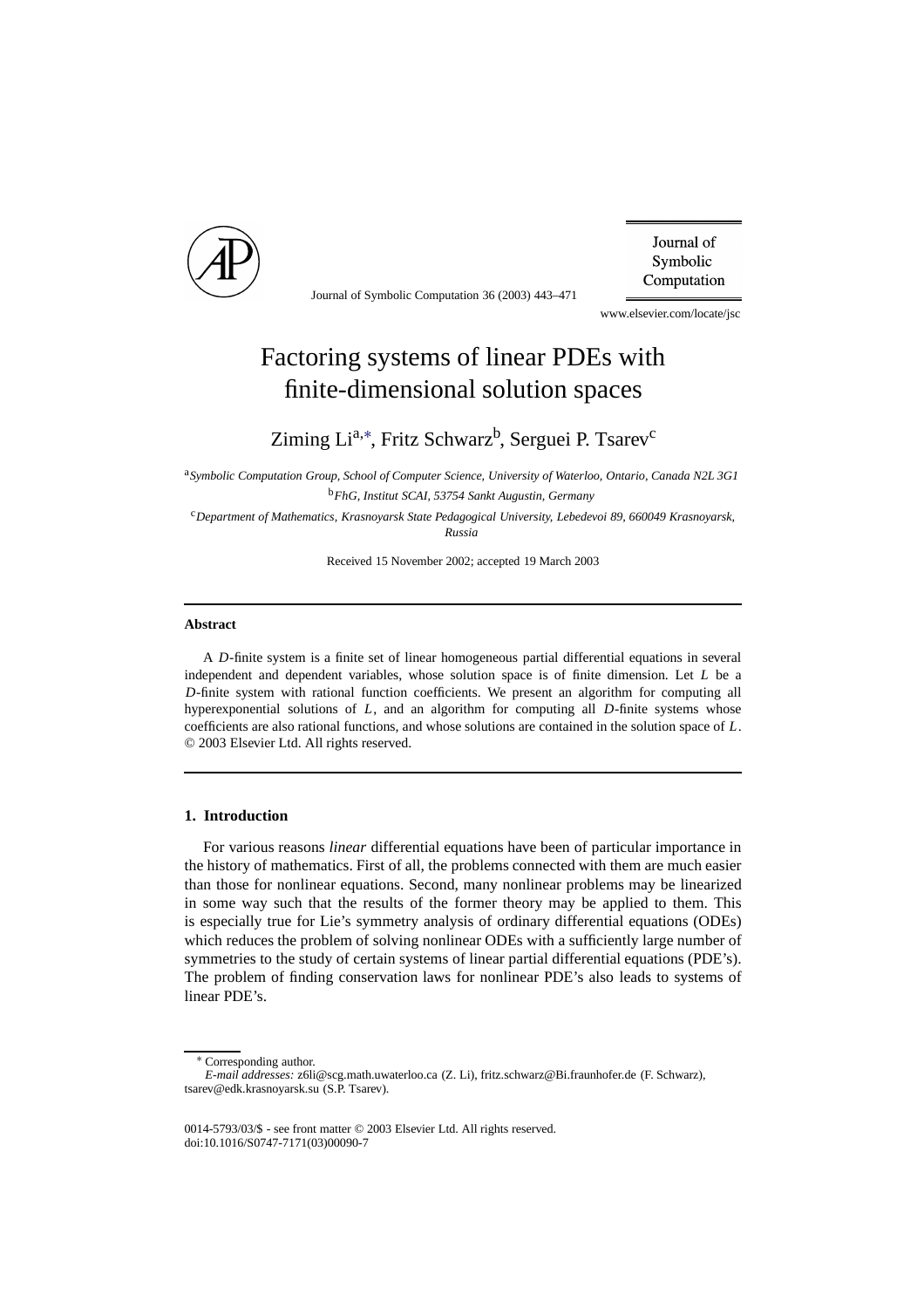# Factoring systems of linear PDEs with finite-dimensional solution spaces

Ziming Li[a,*], Fritz Schwarz[b], Serguei P. Tsarev[c]

[a] *Symbolic Computation Group, School of Computer Science, University of Waterloo, Ontario, Canada N2L 3G1*

[b] *FhG, Institut SCAI, 53754 Sankt Augustin, Germany*

[c] *Department of Mathematics, Krasnoyarsk State Pedagogical University, Lebedevoi 89, 660049 Krasnoyarsk, Russia*

Received 15 November 2002; accepted 19 March 2003

## Abstract

A $D$-finite system is a finite set of linear homogeneous partial differential equations in several independent and dependent variables, whose solution space is of finite dimension. Let $L$ be a $D$-finite system with rational function coefficients. We present an algorithm for computing all hyperexponential solutions of $L$, and an algorithm for computing all $D$-finite systems whose coefficients are also rational functions, and whose solutions are contained in the solution space of $L$.
© 2003 Elsevier Ltd. All rights reserved.

## 1. Introduction

For various reasons *linear* differential equations have been of particular importance in the history of mathematics. First of all, the problems connected with them are much easier than those for nonlinear equations. Second, many nonlinear problems may be linearized in some way such that the results of the former theory may be applied to them. This is especially true for Lie's symmetry analysis of ordinary differential equations (ODEs) which reduces the problem of solving nonlinear ODEs with a sufficiently large number of symmetries to the study of certain systems of linear partial differential equations (PDE's). The problem of finding conservation laws for nonlinear PDE's also leads to systems of linear PDE's.

* Corresponding author.
*E-mail addresses:* z6li@scg.math.uwaterloo.ca (Z. Li), fritz.schwarz@Bi.fraunhofer.de (F. Schwarz), tsarev@edk.krasnoyarsk.su (S.P. Tsarev).

0014-5793/03/$ - see front matter © 2003 Elsevier Ltd. All rights reserved.
doi:10.1016/S0747-7171(03)00090-7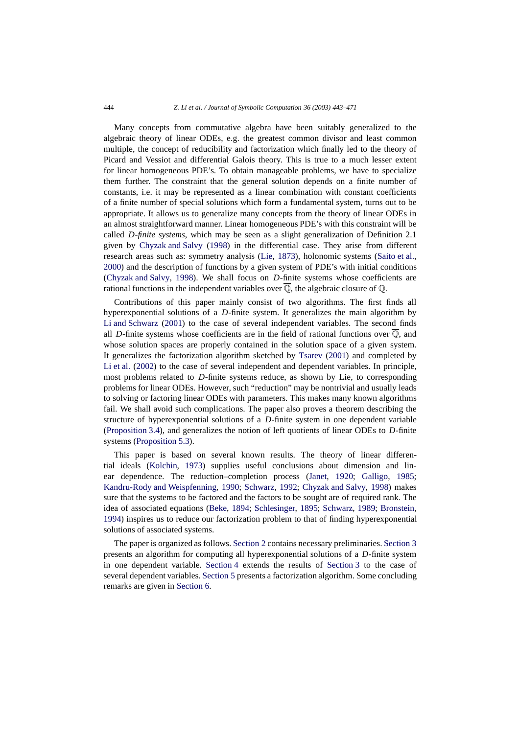Many concepts from commutative algebra have been suitably generalized to the algebraic theory of linear ODEs, e.g. the greatest common divisor and least common multiple, the concept of reducibility and factorization which finally led to the theory of Picard and Vessiot and differential Galois theory. This is true to a much lesser extent for linear homogeneous PDE's. To obtain manageable problems, we have to specialize them further. The constraint that the general solution depends on a finite number of constants, i.e. it may be represented as a linear combination with constant coefficients of a finite number of special solutions which form a fundamental system, turns out to be appropriate. It allows us to generalize many concepts from the theory of linear ODEs in an almost straightforward manner. Linear homogeneous PDE's with this constraint will be called *D-finite systems*, which may be seen as a slight generalization of Definition 2.1 given by Chyzak and Salvy (1998) in the differential case. They arise from different research areas such as: symmetry analysis (Lie, 1873), holonomic systems (Saito et al., 2000) and the description of functions by a given system of PDE's with initial conditions (Chyzak and Salvy, 1998). We shall focus on $D$-finite systems whose coefficients are rational functions in the independent variables over $\overline{\mathbb{Q}}$, the algebraic closure of $\mathbb{Q}$.

Contributions of this paper mainly consist of two algorithms. The first finds all hyperexponential solutions of a $D$-finite system. It generalizes the main algorithm by Li and Schwarz (2001) to the case of several independent variables. The second finds all $D$-finite systems whose coefficients are in the field of rational functions over $\overline{\mathbb{Q}}$, and whose solution spaces are properly contained in the solution space of a given system. It generalizes the factorization algorithm sketched by Tsarev (2001) and completed by Li et al. (2002) to the case of several independent and dependent variables. In principle, most problems related to $D$-finite systems reduce, as shown by Lie, to corresponding problems for linear ODEs. However, such "reduction" may be nontrivial and usually leads to solving or factoring linear ODEs with parameters. This makes many known algorithms fail. We shall avoid such complications. The paper also proves a theorem describing the structure of hyperexponential solutions of a $D$-finite system in one dependent variable (Proposition 3.4), and generalizes the notion of left quotients of linear ODEs to $D$-finite systems (Proposition 5.3).

This paper is based on several known results. The theory of linear differential ideals (Kolchin, 1973) supplies useful conclusions about dimension and linear dependence. The reduction–completion process (Janet, 1920; Galligo, 1985; Kandru-Rody and Weispfenning, 1990; Schwarz, 1992; Chyzak and Salvy, 1998) makes sure that the systems to be factored and the factors to be sought are of required rank. The idea of associated equations (Beke, 1894; Schlesinger, 1895; Schwarz, 1989; Bronstein, 1994) inspires us to reduce our factorization problem to that of finding hyperexponential solutions of associated systems.

The paper is organized as follows. Section 2 contains necessary preliminaries. Section 3 presents an algorithm for computing all hyperexponential solutions of a $D$-finite system in one dependent variable. Section 4 extends the results of Section 3 to the case of several dependent variables. Section 5 presents a factorization algorithm. Some concluding remarks are given in Section 6.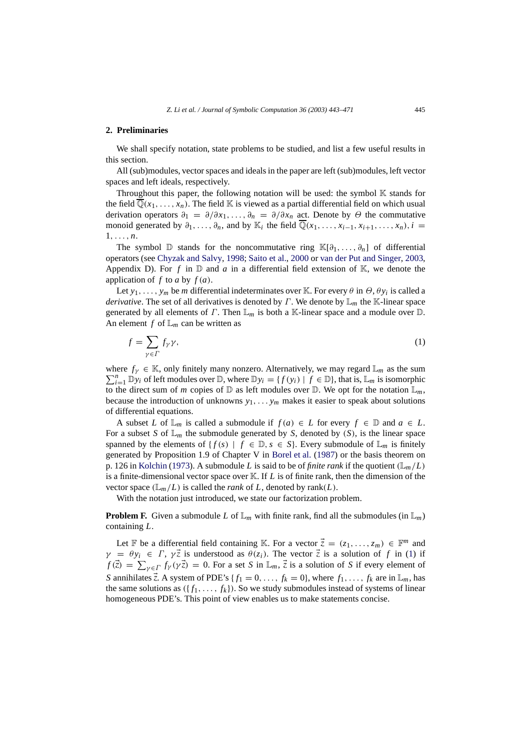## 2. Preliminaries

We shall specify notation, state problems to be studied, and list a few useful results in this section.

All (sub)modules, vector spaces and ideals in the paper are left (sub)modules, left vector spaces and left ideals, respectively.

Throughout this paper, the following notation will be used: the symbol $\mathbb{K}$ stands for the field $\overline{\mathbb{Q}}(x_1, \ldots, x_n)$. The field $\mathbb{K}$ is viewed as a partial differential field on which usual derivation operators $\partial_1 = \partial/\partial x_1, \ldots, \partial_n = \partial/\partial x_n$ act. Denote by $\Theta$ the commutative monoid generated by $\partial_1, \ldots, \partial_n$, and by $\mathbb{K}_i$ the field $\overline{\mathbb{Q}}(x_1, \ldots, x_{i-1}, x_{i+1}, \ldots, x_n)$, $i = 1, \ldots, n$.

The symbol $\mathbb{D}$ stands for the noncommutative ring $\mathbb{K}[\partial_1, \ldots, \partial_n]$ of differential operators (see Chyzak and Salvy, 1998; Saito et al., 2000 or van der Put and Singer, 2003, Appendix D). For $f$ in $\mathbb{D}$ and $a$ in a differential field extension of $\mathbb{K}$, we denote the application of $f$ to $a$ by $f(a)$.

Let $y_1, \ldots, y_m$ be $m$ differential indeterminates over $\mathbb{K}$. For every $\theta$ in $\Theta$, $\theta y_i$ is called a *derivative*. The set of all derivatives is denoted by $\Gamma$. We denote by $\mathbb{L}_m$ the $\mathbb{K}$-linear space generated by all elements of $\Gamma$. Then $\mathbb{L}_m$ is both a $\mathbb{K}$-linear space and a module over $\mathbb{D}$. An element $f$ of $\mathbb{L}_m$ can be written as

$$f = \sum_{\gamma \in \Gamma} f_\gamma \gamma, \tag{1}$$

where $f_\gamma \in \mathbb{K}$, only finitely many nonzero. Alternatively, we may regard $\mathbb{L}_m$ as the sum $\sum_{i=1}^{n} \mathbb{D} y_i$ of left modules over $\mathbb{D}$, where $\mathbb{D} y_i = \{f(y_i) \mid f \in \mathbb{D}\}$, that is, $\mathbb{L}_m$ is isomorphic to the direct sum of $m$ copies of $\mathbb{D}$ as left modules over $\mathbb{D}$. We opt for the notation $\mathbb{L}_m$, because the introduction of unknowns $y_1, \ldots y_m$ makes it easier to speak about solutions of differential equations.

A subset $L$ of $\mathbb{L}_m$ is called a submodule if $f(a) \in L$ for every $f \in \mathbb{D}$ and $a \in L$. For a subset $S$ of $\mathbb{L}_m$ the submodule generated by $S$, denoted by $(S)$, is the linear space spanned by the elements of $\{f(s) \mid f \in \mathbb{D}, s \in S\}$. Every submodule of $\mathbb{L}_m$ is finitely generated by Proposition 1.9 of Chapter V in Borel et al. (1987) or the basis theorem on p. 126 in Kolchin (1973). A submodule $L$ is said to be of *finite rank* if the quotient $(\mathbb{L}_m/L)$ is a finite-dimensional vector space over $\mathbb{K}$. If $L$ is of finite rank, then the dimension of the vector space $(\mathbb{L}_m/L)$ is called the *rank* of $L$, denoted by $\operatorname{rank}(L)$.

With the notation just introduced, we state our factorization problem.

**Problem F.** Given a submodule $L$ of $\mathbb{L}_m$ with finite rank, find all the submodules (in $\mathbb{L}_m$) containing $L$.

Let $\mathbb{F}$ be a differential field containing $\mathbb{K}$. For a vector $\vec{z} = (z_1, \ldots, z_m) \in \mathbb{F}^m$ and $\gamma = \theta y_i \in \Gamma$, $\gamma \vec{z}$ is understood as $\theta(z_i)$. The vector $\vec{z}$ is a solution of $f$ in (1) if $f(\vec{z}) = \sum_{\gamma \in \Gamma} f_\gamma(\gamma \vec{z}) = 0$. For a set $S$ in $\mathbb{L}_m$, $\vec{z}$ is a solution of $S$ if every element of $S$ annihilates $\vec{z}$. A system of PDE's $\{f_1 = 0, \ldots, f_k = 0\}$, where $f_1, \ldots, f_k$ are in $\mathbb{L}_m$, has the same solutions as $(\{f_1, \ldots, f_k\})$. So we study submodules instead of systems of linear homogeneous PDE's. This point of view enables us to make statements concise.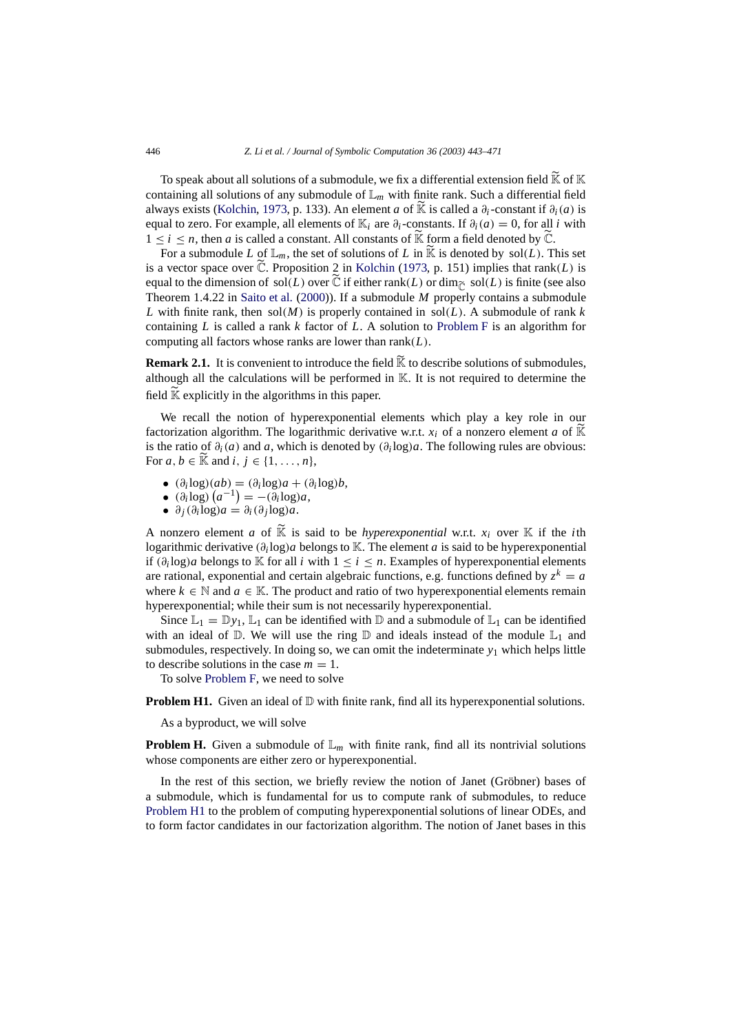To speak about all solutions of a submodule, we fix a differential extension field $\widetilde{\mathbb{K}}$ of $\mathbb{K}$ containing all solutions of any submodule of $\mathbb{L}_m$ with finite rank. Such a differential field always exists (Kolchin, 1973, p. 133). An element $a$ of $\widetilde{\mathbb{K}}$ is called a $\partial_i$-constant if $\partial_i(a)$ is equal to zero. For example, all elements of $\mathbb{K}_i$ are $\partial_i$-constants. If $\partial_i(a) = 0$, for all $i$ with $1 \leq i \leq n$, then $a$ is called a constant. All constants of $\widetilde{\mathbb{K}}$ form a field denoted by $\widetilde{\mathbb{C}}$.

For a submodule $L$ of $\mathbb{L}_m$, the set of solutions of $L$ in $\widetilde{\mathbb{K}}$ is denoted by $\operatorname{sol}(L)$. This set is a vector space over $\widetilde{\mathbb{C}}$. Proposition 2 in Kolchin (1973, p. 151) implies that $\operatorname{rank}(L)$ is equal to the dimension of $\operatorname{sol}(L)$ over $\widetilde{\mathbb{C}}$ if either $\operatorname{rank}(L)$ or $\dim_{\widetilde{\mathbb{C}}} \operatorname{sol}(L)$ is finite (see also Theorem 1.4.22 in Saito et al. (2000)). If a submodule $M$ properly contains a submodule $L$ with finite rank, then $\operatorname{sol}(M)$ is properly contained in $\operatorname{sol}(L)$. A submodule of rank $k$ containing $L$ is called a rank $k$ factor of $L$. A solution to Problem F is an algorithm for computing all factors whose ranks are lower than $\operatorname{rank}(L)$.

**Remark 2.1.** It is convenient to introduce the field $\widetilde{\mathbb{K}}$ to describe solutions of submodules, although all the calculations will be performed in $\mathbb{K}$. It is not required to determine the field $\widetilde{\mathbb{K}}$ explicitly in the algorithms in this paper.

We recall the notion of hyperexponential elements which play a key role in our factorization algorithm. The logarithmic derivative w.r.t. $x_i$ of a nonzero element $a$ of $\widetilde{\mathbb{K}}$ is the ratio of $\partial_i(a)$ and $a$, which is denoted by $(\partial_i \log)a$. The following rules are obvious: For $a, b \in \widetilde{\mathbb{K}}$ and $i, j \in \{1, \ldots, n\}$,

- $(\partial_i \log)(ab) = (\partial_i \log)a + (\partial_i \log)b$,
- $(\partial_i \log)\left(a^{-1}\right) = -(\partial_i \log)a$,
- $\partial_j(\partial_i \log)a = \partial_i(\partial_j \log)a$.

A nonzero element $a$ of $\widetilde{\mathbb{K}}$ is said to be *hyperexponential* w.r.t. $x_i$ over $\mathbb{K}$ if the $i$th logarithmic derivative $(\partial_i \log)a$ belongs to $\mathbb{K}$. The element $a$ is said to be hyperexponential if $(\partial_i \log)a$ belongs to $\mathbb{K}$ for all $i$ with $1 \leq i \leq n$. Examples of hyperexponential elements are rational, exponential and certain algebraic functions, e.g. functions defined by $z^k = a$ where $k \in \mathbb{N}$ and $a \in \mathbb{K}$. The product and ratio of two hyperexponential elements remain hyperexponential; while their sum is not necessarily hyperexponential.

Since $\mathbb{L}_1 = \mathbb{D}y_1$, $\mathbb{L}_1$ can be identified with $\mathbb{D}$ and a submodule of $\mathbb{L}_1$ can be identified with an ideal of $\mathbb{D}$. We will use the ring $\mathbb{D}$ and ideals instead of the module $\mathbb{L}_1$ and submodules, respectively. In doing so, we can omit the indeterminate $y_1$ which helps little to describe solutions in the case $m = 1$.

To solve Problem F, we need to solve

**Problem H1.** Given an ideal of $\mathbb{D}$ with finite rank, find all its hyperexponential solutions.

As a byproduct, we will solve

**Problem H.** Given a submodule of $\mathbb{L}_m$ with finite rank, find all its nontrivial solutions whose components are either zero or hyperexponential.

In the rest of this section, we briefly review the notion of Janet (Gröbner) bases of a submodule, which is fundamental for us to compute rank of submodules, to reduce Problem H1 to the problem of computing hyperexponential solutions of linear ODEs, and to form factor candidates in our factorization algorithm. The notion of Janet bases in this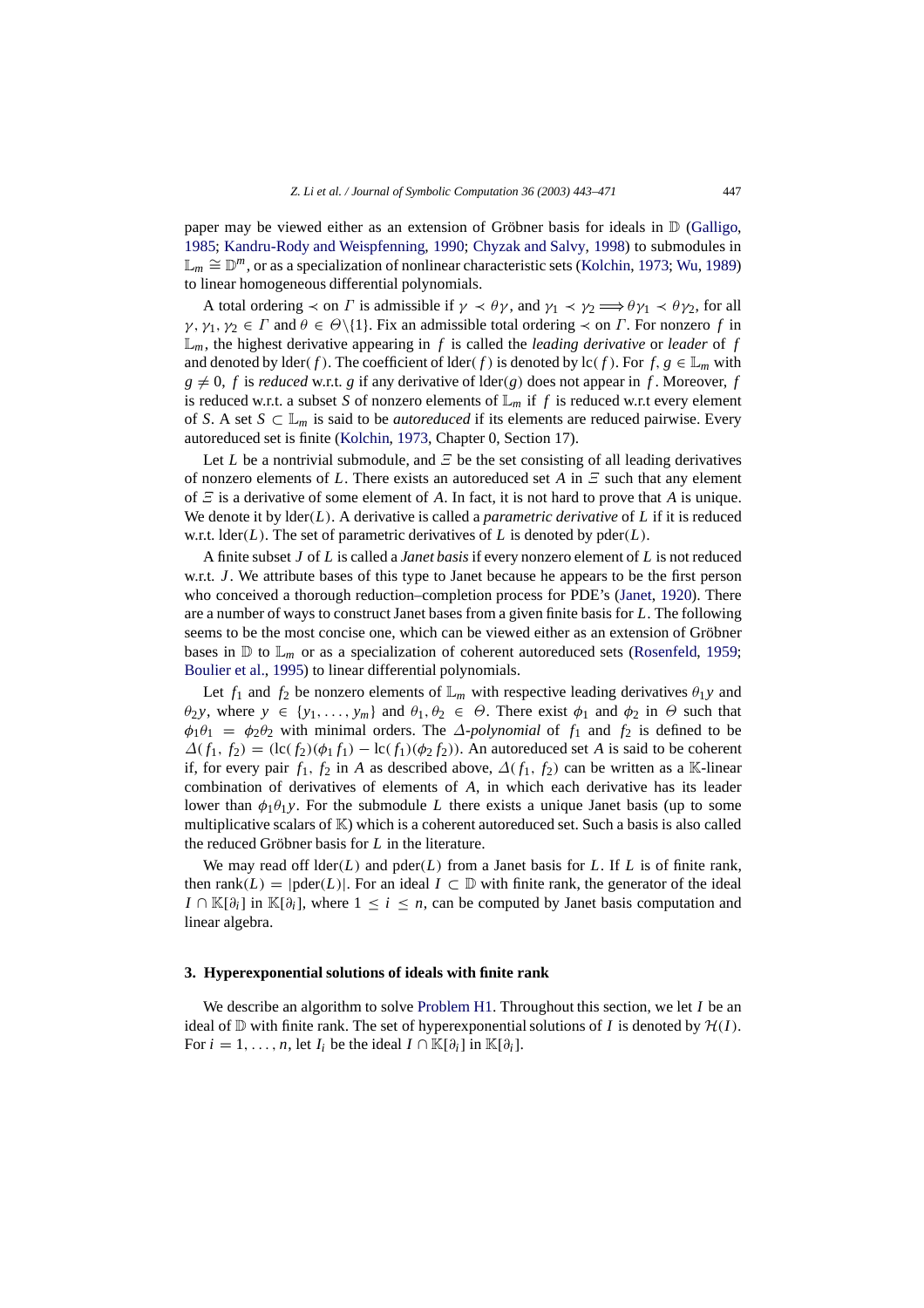paper may be viewed either as an extension of Gröbner basis for ideals in $\mathbb{D}$ (Galligo, 1985; Kandru-Rody and Weispfenning, 1990; Chyzak and Salvy, 1998) to submodules in $\mathbb{L}_m \cong \mathbb{D}^m$, or as a specialization of nonlinear characteristic sets (Kolchin, 1973; Wu, 1989) to linear homogeneous differential polynomials.

A total ordering $\prec$ on $\Gamma$ is admissible if $\gamma \prec \theta\gamma$, and $\gamma_1 \prec \gamma_2 \Longrightarrow \theta\gamma_1 \prec \theta\gamma_2$, for all $\gamma, \gamma_1, \gamma_2 \in \Gamma$ and $\theta \in \Theta\backslash\{1\}$. Fix an admissible total ordering $\prec$ on $\Gamma$. For nonzero $f$ in $\mathbb{L}_m$, the highest derivative appearing in $f$ is called the *leading derivative* or *leader* of $f$ and denoted by $\mathrm{lder}(f)$. The coefficient of $\mathrm{lder}(f)$ is denoted by $\mathrm{lc}(f)$. For $f, g \in \mathbb{L}_m$ with $g \neq 0$, $f$ is *reduced* w.r.t. $g$ if any derivative of $\mathrm{lder}(g)$ does not appear in $f$. Moreover, $f$ is reduced w.r.t. a subset $S$ of nonzero elements of $\mathbb{L}_m$ if $f$ is reduced w.r.t every element of $S$. A set $S \subset \mathbb{L}_m$ is said to be *autoreduced* if its elements are reduced pairwise. Every autoreduced set is finite (Kolchin, 1973, Chapter 0, Section 17).

Let $L$ be a nontrivial submodule, and $\Xi$ be the set consisting of all leading derivatives of nonzero elements of $L$. There exists an autoreduced set $A$ in $\Xi$ such that any element of $\Xi$ is a derivative of some element of $A$. In fact, it is not hard to prove that $A$ is unique. We denote it by $\mathrm{lder}(L)$. A derivative is called a *parametric derivative* of $L$ if it is reduced w.r.t. $\mathrm{lder}(L)$. The set of parametric derivatives of $L$ is denoted by $\mathrm{pder}(L)$.

A finite subset $J$ of $L$ is called a *Janet basis* if every nonzero element of $L$ is not reduced w.r.t. $J$. We attribute bases of this type to Janet because he appears to be the first person who conceived a thorough reduction–completion process for PDE's (Janet, 1920). There are a number of ways to construct Janet bases from a given finite basis for $L$. The following seems to be the most concise one, which can be viewed either as an extension of Gröbner bases in $\mathbb{D}$ to $\mathbb{L}_m$ or as a specialization of coherent autoreduced sets (Rosenfeld, 1959; Boulier et al., 1995) to linear differential polynomials.

Let $f_1$ and $f_2$ be nonzero elements of $\mathbb{L}_m$ with respective leading derivatives $\theta_1 y$ and $\theta_2 y$, where $y \in \{y_1, \ldots, y_m\}$ and $\theta_1, \theta_2 \in \Theta$. There exist $\phi_1$ and $\phi_2$ in $\Theta$ such that $\phi_1\theta_1 = \phi_2\theta_2$ with minimal orders. The $\Delta$*-polynomial* of $f_1$ and $f_2$ is defined to be $\Delta(f_1, f_2) = (\mathrm{lc}(f_2)(\phi_1 f_1) - \mathrm{lc}(f_1)(\phi_2 f_2))$. An autoreduced set $A$ is said to be coherent if, for every pair $f_1$, $f_2$ in $A$ as described above, $\Delta(f_1, f_2)$ can be written as a $\mathbb{K}$-linear combination of derivatives of elements of $A$, in which each derivative has its leader lower than $\phi_1\theta_1 y$. For the submodule $L$ there exists a unique Janet basis (up to some multiplicative scalars of $\mathbb{K}$) which is a coherent autoreduced set. Such a basis is also called the reduced Gröbner basis for $L$ in the literature.

We may read off $\mathrm{lder}(L)$ and $\mathrm{pder}(L)$ from a Janet basis for $L$. If $L$ is of finite rank, then $\mathrm{rank}(L) = |\mathrm{pder}(L)|$. For an ideal $I \subset \mathbb{D}$ with finite rank, the generator of the ideal $I \cap \mathbb{K}[\partial_i]$ in $\mathbb{K}[\partial_i]$, where $1 \leq i \leq n$, can be computed by Janet basis computation and linear algebra.

## 3. Hyperexponential solutions of ideals with finite rank

We describe an algorithm to solve Problem H1. Throughout this section, we let $I$ be an ideal of $\mathbb{D}$ with finite rank. The set of hyperexponential solutions of $I$ is denoted by $\mathcal{H}(I)$. For $i = 1, \ldots, n$, let $I_i$ be the ideal $I \cap \mathbb{K}[\partial_i]$ in $\mathbb{K}[\partial_i]$.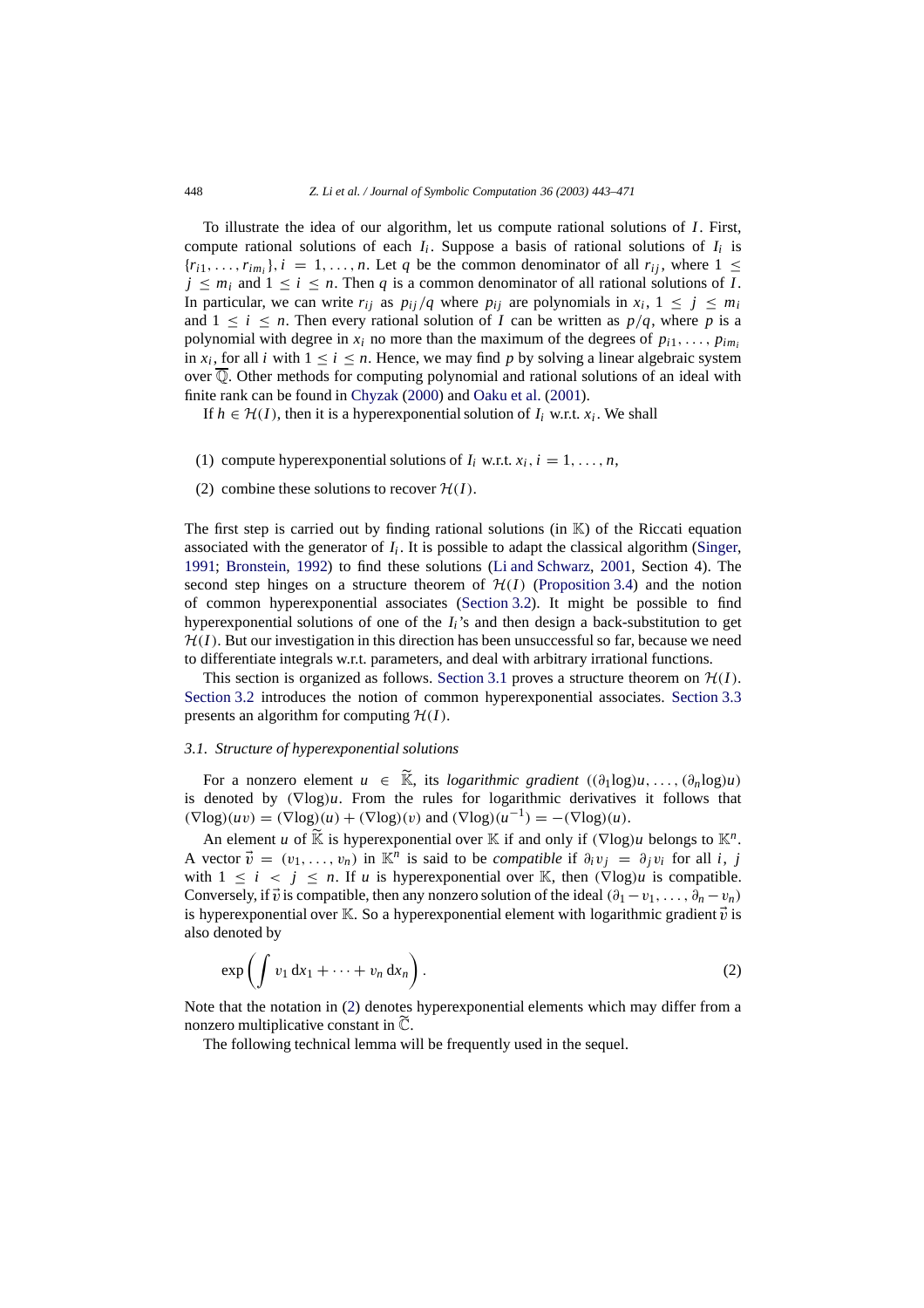To illustrate the idea of our algorithm, let us compute rational solutions of $I$. First, compute rational solutions of each $I_i$. Suppose a basis of rational solutions of $I_i$ is $\{r_{i1}, \ldots, r_{im_i}\}, i = 1, \ldots, n$. Let $q$ be the common denominator of all $r_{ij}$, where $1 \le j \le m_i$ and $1 \le i \le n$. Then $q$ is a common denominator of all rational solutions of $I$. In particular, we can write $r_{ij}$ as $p_{ij}/q$ where $p_{ij}$ are polynomials in $x_i$, $1 \le j \le m_i$ and $1 \le i \le n$. Then every rational solution of $I$ can be written as $p/q$, where $p$ is a polynomial with degree in $x_i$ no more than the maximum of the degrees of $p_{i1}, \ldots, p_{im_i}$ in $x_i$, for all $i$ with $1 \le i \le n$. Hence, we may find $p$ by solving a linear algebraic system over $\overline{\mathbb{Q}}$. Other methods for computing polynomial and rational solutions of an ideal with finite rank can be found in Chyzak (2000) and Oaku et al. (2001).

If $h \in \mathcal{H}(I)$, then it is a hyperexponential solution of $I_i$ w.r.t. $x_i$. We shall

(1) compute hyperexponential solutions of $I_i$ w.r.t. $x_i, i = 1, \ldots, n$,

(2) combine these solutions to recover $\mathcal{H}(I)$.

The first step is carried out by finding rational solutions (in $\mathbb{K}$) of the Riccati equation associated with the generator of $I_i$. It is possible to adapt the classical algorithm (Singer, 1991; Bronstein, 1992) to find these solutions (Li and Schwarz, 2001, Section 4). The second step hinges on a structure theorem of $\mathcal{H}(I)$ (Proposition 3.4) and the notion of common hyperexponential associates (Section 3.2). It might be possible to find hyperexponential solutions of one of the $I_i$'s and then design a back-substitution to get $\mathcal{H}(I)$. But our investigation in this direction has been unsuccessful so far, because we need to differentiate integrals w.r.t. parameters, and deal with arbitrary irrational functions.

This section is organized as follows. Section 3.1 proves a structure theorem on $\mathcal{H}(I)$. Section 3.2 introduces the notion of common hyperexponential associates. Section 3.3 presents an algorithm for computing $\mathcal{H}(I)$.

### 3.1. Structure of hyperexponential solutions

For a nonzero element $u \in \widetilde{\mathbb{K}}$, its *logarithmic gradient* $((\partial_1 \log)u, \ldots, (\partial_n \log)u)$ is denoted by $(\nabla \log)u$. From the rules for logarithmic derivatives it follows that $(\nabla \log)(uv) = (\nabla \log)(u) + (\nabla \log)(v)$ and $(\nabla \log)(u^{-1}) = -(\nabla \log)(u)$.

An element $u$ of $\widetilde{\mathbb{K}}$ is hyperexponential over $\mathbb{K}$ if and only if $(\nabla \log)u$ belongs to $\mathbb{K}^n$. A vector $\vec{v} = (v_1, \ldots, v_n)$ in $\mathbb{K}^n$ is said to be *compatible* if $\partial_i v_j = \partial_j v_i$ for all $i, j$ with $1 \le i < j \le n$. If $u$ is hyperexponential over $\mathbb{K}$, then $(\nabla \log)u$ is compatible. Conversely, if $\vec{v}$ is compatible, then any nonzero solution of the ideal $(\partial_1 - v_1, \ldots, \partial_n - v_n)$ is hyperexponential over $\mathbb{K}$. So a hyperexponential element with logarithmic gradient $\vec{v}$ is also denoted by

$$\exp\left(\int v_1 \, dx_1 + \cdots + v_n \, dx_n\right). \tag{2}$$

Note that the notation in (2) denotes hyperexponential elements which may differ from a nonzero multiplicative constant in $\widetilde{\mathbb{C}}$.

The following technical lemma will be frequently used in the sequel.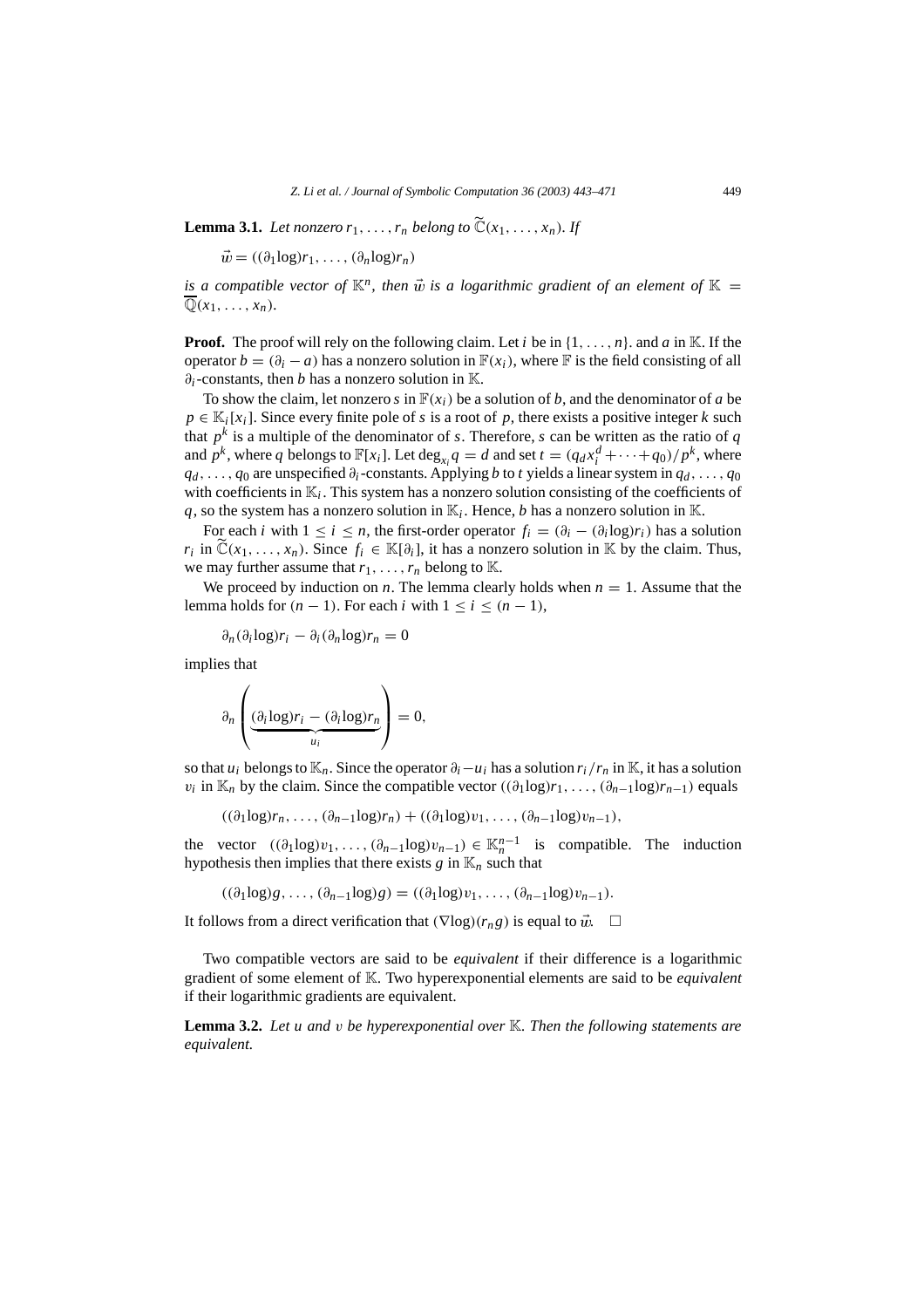**Lemma 3.1.** *Let nonzero $r_1, \ldots, r_n$ belong to $\widetilde{\mathbb{C}}(x_1, \ldots, x_n)$. If*

$$\vec{w} = ((\partial_1 \log) r_1, \ldots, (\partial_n \log) r_n)$$

*is a compatible vector of $\mathbb{K}^n$, then $\vec{w}$ is a logarithmic gradient of an element of $\mathbb{K} = \overline{\mathbb{Q}}(x_1, \ldots, x_n)$.*

**Proof.** The proof will rely on the following claim. Let $i$ be in $\{1, \ldots, n\}$. and $a$ in $\mathbb{K}$. If the operator $b = (\partial_i - a)$ has a nonzero solution in $\mathbb{F}(x_i)$, where $\mathbb{F}$ is the field consisting of all $\partial_i$-constants, then $b$ has a nonzero solution in $\mathbb{K}$.

To show the claim, let nonzero $s$ in $\mathbb{F}(x_i)$ be a solution of $b$, and the denominator of $a$ be $p \in \mathbb{K}_i[x_i]$. Since every finite pole of $s$ is a root of $p$, there exists a positive integer $k$ such that $p^k$ is a multiple of the denominator of $s$. Therefore, $s$ can be written as the ratio of $q$ and $p^k$, where $q$ belongs to $\mathbb{F}[x_i]$. Let $\deg_{x_i} q = d$ and set $t = (q_d x_i^d + \cdots + q_0)/p^k$, where $q_d, \ldots, q_0$ are unspecified $\partial_i$-constants. Applying $b$ to $t$ yields a linear system in $q_d, \ldots, q_0$ with coefficients in $\mathbb{K}_i$. This system has a nonzero solution consisting of the coefficients of $q$, so the system has a nonzero solution in $\mathbb{K}_i$. Hence, $b$ has a nonzero solution in $\mathbb{K}$.

For each $i$ with $1 \leq i \leq n$, the first-order operator $f_i = (\partial_i - (\partial_i \log) r_i)$ has a solution $r_i$ in $\widetilde{\mathbb{C}}(x_1, \ldots, x_n)$. Since $f_i \in \mathbb{K}[\partial_i]$, it has a nonzero solution in $\mathbb{K}$ by the claim. Thus, we may further assume that $r_1, \ldots, r_n$ belong to $\mathbb{K}$.

We proceed by induction on $n$. The lemma clearly holds when $n = 1$. Assume that the lemma holds for $(n-1)$. For each $i$ with $1 \leq i \leq (n-1)$,

$$\partial_n (\partial_i \log) r_i - \partial_i (\partial_n \log) r_n = 0$$

implies that

$$\partial_n \left( \underbrace{(\partial_i \log) r_i - (\partial_i \log) r_n}_{u_i} \right) = 0,$$

so that $u_i$ belongs to $\mathbb{K}_n$. Since the operator $\partial_i - u_i$ has a solution $r_i / r_n$ in $\mathbb{K}$, it has a solution $v_i$ in $\mathbb{K}_n$ by the claim. Since the compatible vector $((\partial_1 \log) r_1, \ldots, (\partial_{n-1} \log) r_{n-1})$ equals

$$((\partial_1 \log) r_n, \ldots, (\partial_{n-1} \log) r_n) + ((\partial_1 \log) v_1, \ldots, (\partial_{n-1} \log) v_{n-1}),$$

the vector $((\partial_1 \log) v_1, \ldots, (\partial_{n-1} \log) v_{n-1}) \in \mathbb{K}_n^{n-1}$ is compatible. The induction hypothesis then implies that there exists $g$ in $\mathbb{K}_n$ such that

$$((\partial_1 \log) g, \ldots, (\partial_{n-1} \log) g) = ((\partial_1 \log) v_1, \ldots, (\partial_{n-1} \log) v_{n-1}).$$

It follows from a direct verification that $(\nabla \log)(r_n g)$ is equal to $\vec{w}$. $\square$

Two compatible vectors are said to be *equivalent* if their difference is a logarithmic gradient of some element of $\mathbb{K}$. Two hyperexponential elements are said to be *equivalent* if their logarithmic gradients are equivalent.

**Lemma 3.2.** *Let $u$ and $v$ be hyperexponential over $\mathbb{K}$. Then the following statements are equivalent.*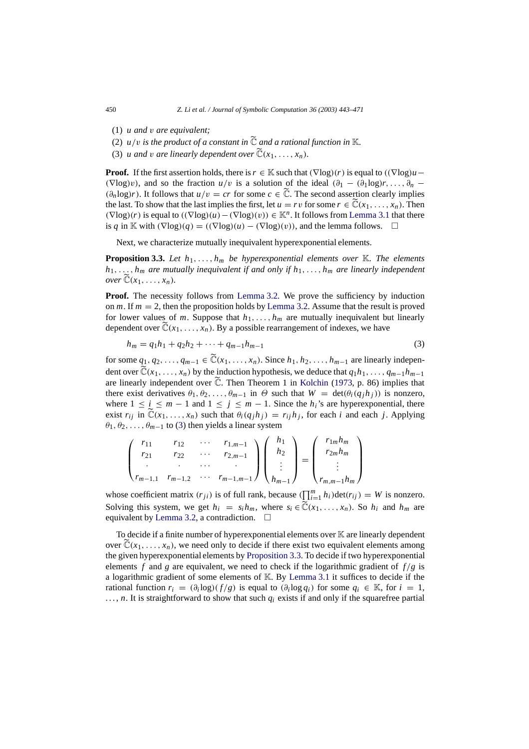(1) *u and v are equivalent;*

(2) *$u/v$ is the product of a constant in $\widetilde{\mathbb{C}}$ and a rational function in $\mathbb{K}$.*

(3) *$u$ and $v$ are linearly dependent over $\widetilde{\mathbb{C}}(x_1, \ldots, x_n)$.*

**Proof.** If the first assertion holds, there is $r \in \mathbb{K}$ such that $(\nabla\log)(r)$ is equal to $((\nabla\log)u - (\nabla\log)v)$, and so the fraction $u/v$ is a solution of the ideal $(\partial_1 - (\partial_1\log)r, \ldots, \partial_n - (\partial_n\log)r)$. It follows that $u/v = cr$ for some $c \in \widetilde{\mathbb{C}}$. The second assertion clearly implies the last. To show that the last implies the first, let $u = rv$ for some $r \in \widetilde{\mathbb{C}}(x_1, \ldots, x_n)$. Then $(\nabla\log)(r)$ is equal to $((\nabla\log)(u) - (\nabla\log)(v)) \in \mathbb{K}^n$. It follows from Lemma 3.1 that there is $q$ in $\mathbb{K}$ with $(\nabla\log)(q) = ((\nabla\log)(u) - (\nabla\log)(v))$, and the lemma follows. □

Next, we characterize mutually inequivalent hyperexponential elements.

**Proposition 3.3.** *Let $h_1, \ldots, h_m$ be hyperexponential elements over $\mathbb{K}$. The elements $h_1, \ldots, h_m$ are mutually inequivalent if and only if $h_1, \ldots, h_m$ are linearly independent over $\widetilde{\mathbb{C}}(x_1, \ldots, x_n)$.*

**Proof.** The necessity follows from Lemma 3.2. We prove the sufficiency by induction on $m$. If $m = 2$, then the proposition holds by Lemma 3.2. Assume that the result is proved for lower values of $m$. Suppose that $h_1, \ldots, h_m$ are mutually inequivalent but linearly dependent over $\widetilde{\mathbb{C}}(x_1, \ldots, x_n)$. By a possible rearrangement of indexes, we have

$$h_m = q_1 h_1 + q_2 h_2 + \cdots + q_{m-1} h_{m-1} \tag{3}$$

for some $q_1, q_2, \ldots, q_{m-1} \in \widetilde{\mathbb{C}}(x_1, \ldots, x_n)$. Since $h_1, h_2, \ldots, h_{m-1}$ are linearly independent over $\widetilde{\mathbb{C}}(x_1, \ldots, x_n)$ by the induction hypothesis, we deduce that $q_1 h_1, \ldots, q_{m-1} h_{m-1}$ are linearly independent over $\widetilde{\mathbb{C}}$. Then Theorem 1 in Kolchin (1973, p. 86) implies that there exist derivatives $\theta_1, \theta_2, \ldots, \theta_{m-1}$ in $\Theta$ such that $W = \det(\theta_i(q_j h_j))$ is nonzero, where $1 \le i \le m-1$ and $1 \le j \le m-1$. Since the $h_i$'s are hyperexponential, there exist $r_{ij}$ in $\widetilde{\mathbb{C}}(x_1, \ldots, x_n)$ such that $\theta_i(q_j h_j) = r_{ij} h_j$, for each $i$ and each $j$. Applying $\theta_1, \theta_2, \ldots, \theta_{m-1}$ to (3) then yields a linear system

$$\begin{pmatrix} r_{11} & r_{12} & \cdots & r_{1,m-1} \\ r_{21} & r_{22} & \cdots & r_{2,m-1} \\ \cdot & \cdot & \cdots & \cdot \\ r_{m-1,1} & r_{m-1,2} & \cdots & r_{m-1,m-1} \end{pmatrix} \begin{pmatrix} h_1 \\ h_2 \\ \vdots \\ h_{m-1} \end{pmatrix} = \begin{pmatrix} r_{1m} h_m \\ r_{2m} h_m \\ \vdots \\ r_{m,m-1} h_m \end{pmatrix}$$

whose coefficient matrix $(r_{ji})$ is of full rank, because $(\prod_{i=1}^{m} h_i)\det(r_{ij}) = W$ is nonzero. Solving this system, we get $h_i = s_i h_m$, where $s_i \in \widetilde{\mathbb{C}}(x_1, \ldots, x_n)$. So $h_i$ and $h_m$ are equivalent by Lemma 3.2, a contradiction. □

To decide if a finite number of hyperexponential elements over $\mathbb{K}$ are linearly dependent over $\widetilde{\mathbb{C}}(x_1, \ldots, x_n)$, we need only to decide if there exist two equivalent elements among the given hyperexponential elements by Proposition 3.3. To decide if two hyperexponential elements $f$ and $g$ are equivalent, we need to check if the logarithmic gradient of $f/g$ is a logarithmic gradient of some elements of $\mathbb{K}$. By Lemma 3.1 it suffices to decide if the rational function $r_i = (\partial_i\log)(f/g)$ is equal to $(\partial_i\log q_i)$ for some $q_i \in \mathbb{K}$, for $i = 1, \ldots, n$. It is straightforward to show that such $q_i$ exists if and only if the squarefree partial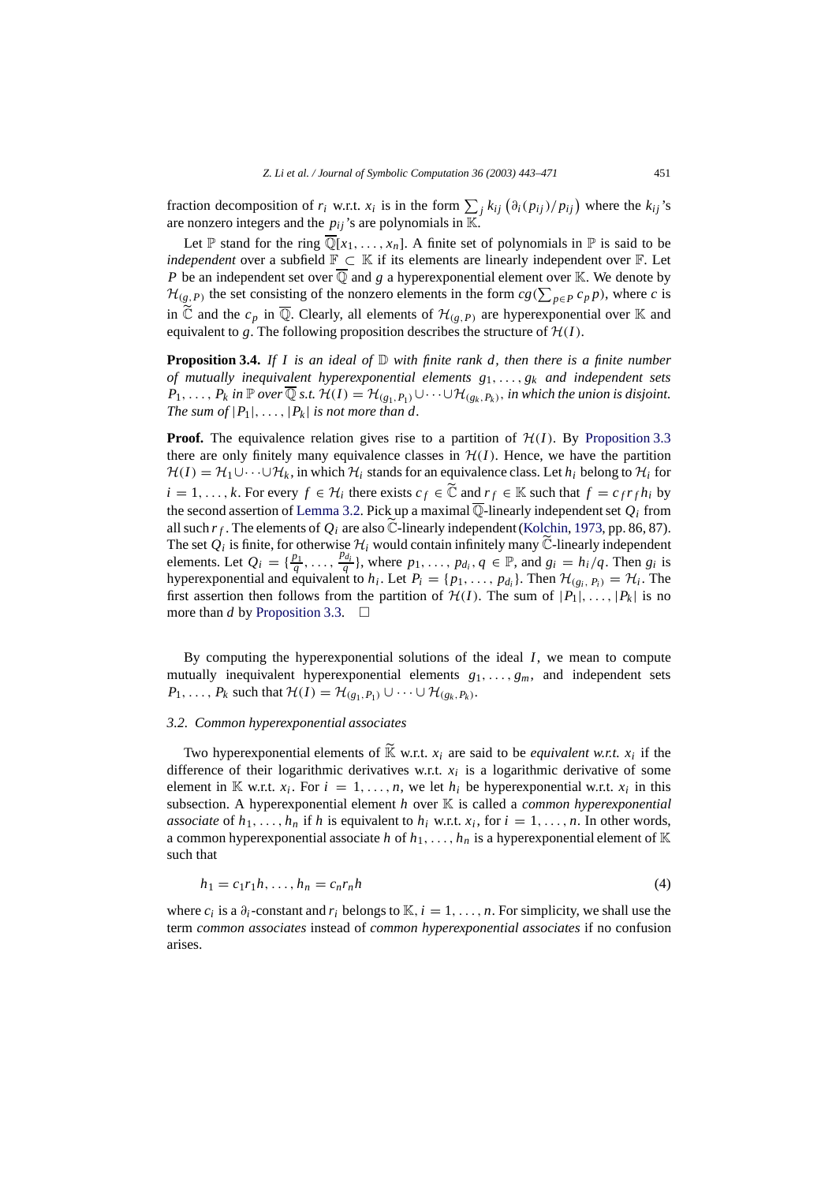fraction decomposition of $r_i$ w.r.t. $x_i$ is in the form $\sum_j k_{ij} \left(\partial_i(p_{ij})/p_{ij}\right)$ where the $k_{ij}$'s are nonzero integers and the $p_{ij}$'s are polynomials in $\mathbb{K}$.

Let $\mathbb{P}$ stand for the ring $\overline{\mathbb{Q}}[x_1, \ldots, x_n]$. A finite set of polynomials in $\mathbb{P}$ is said to be *independent* over a subfield $\mathbb{F} \subset \mathbb{K}$ if its elements are linearly independent over $\mathbb{F}$. Let $P$ be an independent set over $\overline{\mathbb{Q}}$ and $g$ a hyperexponential element over $\mathbb{K}$. We denote by $\mathcal{H}_{(g,P)}$ the set consisting of the nonzero elements in the form $cg(\sum_{p \in P} c_p p)$, where $c$ is in $\widetilde{\mathbb{C}}$ and the $c_p$ in $\overline{\mathbb{Q}}$. Clearly, all elements of $\mathcal{H}_{(g,P)}$ are hyperexponential over $\mathbb{K}$ and equivalent to $g$. The following proposition describes the structure of $\mathcal{H}(I)$.

**Proposition 3.4.** *If $I$ is an ideal of $\mathbb{D}$ with finite rank $d$, then there is a finite number of mutually inequivalent hyperexponential elements $g_1, \ldots, g_k$ and independent sets $P_1, \ldots, P_k$ in $\mathbb{P}$ over $\overline{\mathbb{Q}}$ s.t. $\mathcal{H}(I) = \mathcal{H}_{(g_1,P_1)} \cup \cdots \cup \mathcal{H}_{(g_k,P_k)}$, in which the union is disjoint. The sum of $|P_1|, \ldots, |P_k|$ is not more than $d$.*

**Proof.** The equivalence relation gives rise to a partition of $\mathcal{H}(I)$. By Proposition 3.3 there are only finitely many equivalence classes in $\mathcal{H}(I)$. Hence, we have the partition $\mathcal{H}(I) = \mathcal{H}_1 \cup \cdots \cup \mathcal{H}_k$, in which $\mathcal{H}_i$ stands for an equivalence class. Let $h_i$ belong to $\mathcal{H}_i$ for $i = 1, \ldots, k$. For every $f \in \mathcal{H}_i$ there exists $c_f \in \widetilde{\mathbb{C}}$ and $r_f \in \mathbb{K}$ such that $f = c_f r_f h_i$ by the second assertion of Lemma 3.2. Pick up a maximal $\overline{\mathbb{Q}}$-linearly independent set $Q_i$ from all such $r_f$. The elements of $Q_i$ are also $\widetilde{\mathbb{C}}$-linearly independent (Kolchin, 1973, pp. 86, 87). The set $Q_i$ is finite, for otherwise $\mathcal{H}_i$ would contain infinitely many $\widetilde{\mathbb{C}}$-linearly independent elements. Let $Q_i = \{\frac{p_1}{q}, \ldots, \frac{p_{d_i}}{q}\}$, where $p_1, \ldots, p_{d_i}, q \in \mathbb{P}$, and $g_i = h_i/q$. Then $g_i$ is hyperexponential and equivalent to $h_i$. Let $P_i = \{p_1, \ldots, p_{d_i}\}$. Then $\mathcal{H}_{(g_i,\,P_i)} = \mathcal{H}_i$. The first assertion then follows from the partition of $\mathcal{H}(I)$. The sum of $|P_1|, \ldots, |P_k|$ is no more than $d$ by Proposition 3.3. $\square$

By computing the hyperexponential solutions of the ideal $I$, we mean to compute mutually inequivalent hyperexponential elements $g_1, \ldots, g_m$, and independent sets $P_1, \ldots, P_k$ such that $\mathcal{H}(I) = \mathcal{H}_{(g_1,P_1)} \cup \cdots \cup \mathcal{H}_{(g_k,P_k)}$.

### 3.2. Common hyperexponential associates

Two hyperexponential elements of $\widetilde{\mathbb{K}}$ w.r.t. $x_i$ are said to be *equivalent w.r.t.* $x_i$ if the difference of their logarithmic derivatives w.r.t. $x_i$ is a logarithmic derivative of some element in $\mathbb{K}$ w.r.t. $x_i$. For $i = 1, \ldots, n$, we let $h_i$ be hyperexponential w.r.t. $x_i$ in this subsection. A hyperexponential element $h$ over $\mathbb{K}$ is called a *common hyperexponential associate* of $h_1, \ldots, h_n$ if $h$ is equivalent to $h_i$ w.r.t. $x_i$, for $i = 1, \ldots, n$. In other words, a common hyperexponential associate $h$ of $h_1, \ldots, h_n$ is a hyperexponential element of $\mathbb{K}$ such that

$$h_1 = c_1 r_1 h, \ldots, h_n = c_n r_n h \tag{4}$$

where $c_i$ is a $\partial_i$-constant and $r_i$ belongs to $\mathbb{K}$, $i = 1, \ldots, n$. For simplicity, we shall use the term *common associates* instead of *common hyperexponential associates* if no confusion arises.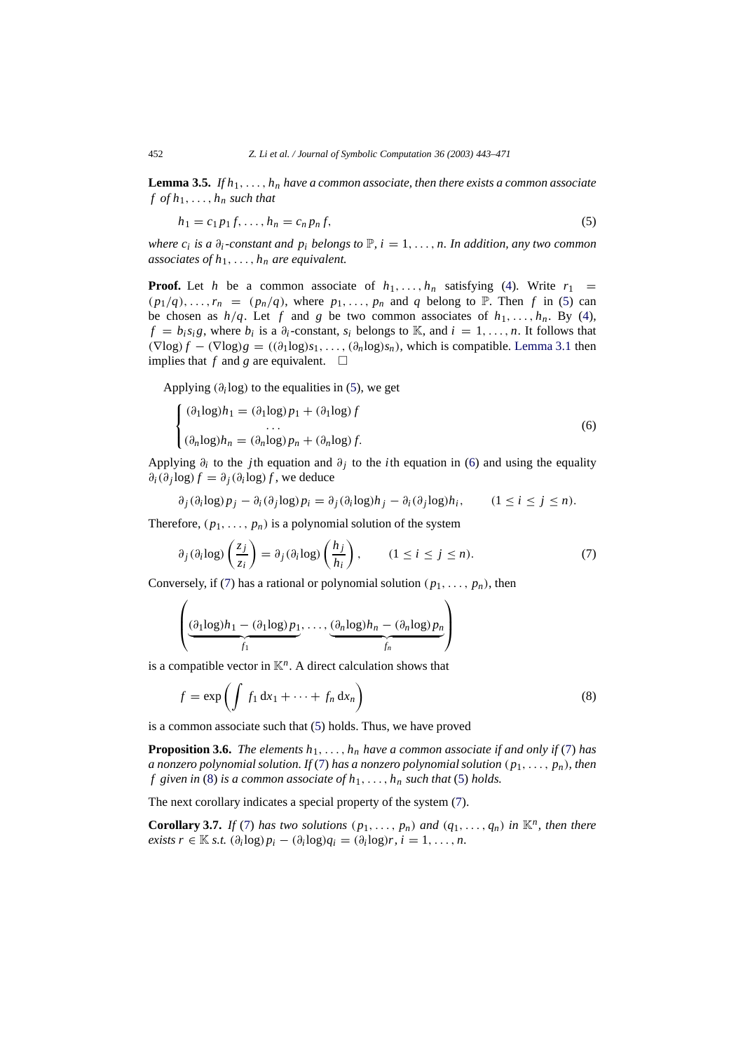**Lemma 3.5.** *If $h_1, \ldots, h_n$ have a common associate, then there exists a common associate $f$ of $h_1, \ldots, h_n$ such that*

$$h_1 = c_1 p_1 f, \ldots, h_n = c_n p_n f, \tag{5}$$

*where $c_i$ is a $\partial_i$-constant and $p_i$ belongs to $\mathbb{P}$, $i = 1, \ldots, n$. In addition, any two common associates of $h_1, \ldots, h_n$ are equivalent.*

**Proof.** Let $h$ be a common associate of $h_1, \ldots, h_n$ satisfying (4). Write $r_1 = (p_1/q), \ldots, r_n = (p_n/q)$, where $p_1, \ldots, p_n$ and $q$ belong to $\mathbb{P}$. Then $f$ in (5) can be chosen as $h/q$. Let $f$ and $g$ be two common associates of $h_1, \ldots, h_n$. By (4), $f = b_i s_i g$, where $b_i$ is a $\partial_i$-constant, $s_i$ belongs to $\mathbb{K}$, and $i = 1, \ldots, n$. It follows that $(\nabla \log) f - (\nabla \log) g = ((\partial_1 \log) s_1, \ldots, (\partial_n \log) s_n)$, which is compatible. Lemma 3.1 then implies that $f$ and $g$ are equivalent. $\square$

Applying $(\partial_i \log)$ to the equalities in (5), we get

$$\begin{cases} (\partial_1 \log) h_1 = (\partial_1 \log) p_1 + (\partial_1 \log) f \\ \qquad \cdots \\ (\partial_n \log) h_n = (\partial_n \log) p_n + (\partial_n \log) f. \end{cases} \tag{6}$$

Applying $\partial_i$ to the $j$th equation and $\partial_j$ to the $i$th equation in (6) and using the equality $\partial_i(\partial_j \log) f = \partial_j(\partial_i \log) f$, we deduce

$$\partial_j(\partial_i \log) p_j - \partial_i(\partial_j \log) p_i = \partial_j(\partial_i \log) h_j - \partial_i(\partial_j \log) h_i, \qquad (1 \le i \le j \le n).$$

Therefore, $(p_1, \ldots, p_n)$ is a polynomial solution of the system

$$\partial_j(\partial_i \log) \left( \frac{z_j}{z_i} \right) = \partial_j(\partial_i \log) \left( \frac{h_j}{h_i} \right), \qquad (1 \le i \le j \le n). \tag{7}$$

Conversely, if (7) has a rational or polynomial solution $(p_1, \ldots, p_n)$, then

$$\left( \underbrace{(\partial_1 \log) h_1 - (\partial_1 \log) p_1}_{f_1}, \ldots, \underbrace{(\partial_n \log) h_n - (\partial_n \log) p_n}_{f_n} \right)$$

is a compatible vector in $\mathbb{K}^n$. A direct calculation shows that

$$f = \exp \left( \int f_1 \, dx_1 + \cdots + f_n \, dx_n \right) \tag{8}$$

is a common associate such that (5) holds. Thus, we have proved

**Proposition 3.6.** *The elements $h_1, \ldots, h_n$ have a common associate if and only if (7) has a nonzero polynomial solution. If (7) has a nonzero polynomial solution $(p_1, \ldots, p_n)$, then $f$ given in (8) is a common associate of $h_1, \ldots, h_n$ such that (5) holds.*

The next corollary indicates a special property of the system (7).

**Corollary 3.7.** *If (7) has two solutions $(p_1, \ldots, p_n)$ and $(q_1, \ldots, q_n)$ in $\mathbb{K}^n$, then there exists $r \in \mathbb{K}$ s.t. $(\partial_i \log) p_i - (\partial_i \log) q_i = (\partial_i \log) r$, $i = 1, \ldots, n$.*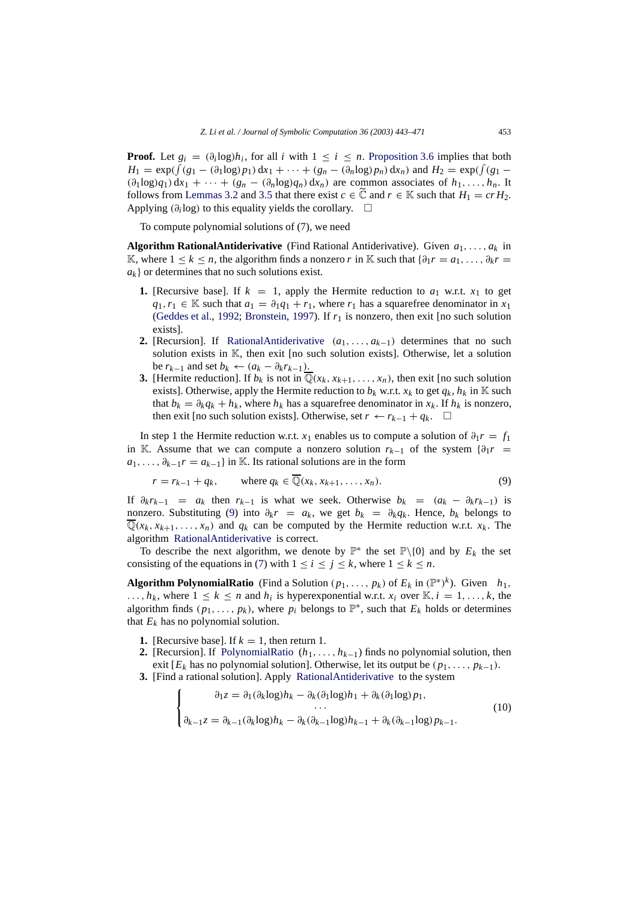**Proof.** Let $g_i = (\partial_i \log) h_i$, for all $i$ with $1 \le i \le n$. Proposition 3.6 implies that both $H_1 = \exp(\int (g_1 - (\partial_1 \log) p_1)\, \mathrm{d}x_1 + \cdots + (g_n - (\partial_n \log) p_n)\, \mathrm{d}x_n)$ and $H_2 = \exp(\int (g_1 - (\partial_1 \log) q_1)\, \mathrm{d}x_1 + \cdots + (g_n - (\partial_n \log) q_n)\, \mathrm{d}x_n)$ are common associates of $h_1, \ldots, h_n$. It follows from Lemmas 3.2 and 3.5 that there exist $c \in \widetilde{\mathbb{C}}$ and $r \in \mathbb{K}$ such that $H_1 = c r H_2$. Applying $(\partial_i \log)$ to this equality yields the corollary. $\square$

To compute polynomial solutions of (7), we need

**Algorithm RationalAntiderivative** (Find Rational Antiderivative). Given $a_1, \ldots, a_k$ in $\mathbb{K}$, where $1 \le k \le n$, the algorithm finds a nonzero $r$ in $\mathbb{K}$ such that $\{\partial_1 r = a_1, \ldots, \partial_k r = a_k\}$ or determines that no such solutions exist.

1. [Recursive base]. If $k = 1$, apply the Hermite reduction to $a_1$ w.r.t. $x_1$ to get $q_1, r_1 \in \mathbb{K}$ such that $a_1 = \partial_1 q_1 + r_1$, where $r_1$ has a squarefree denominator in $x_1$ (Geddes et al., 1992; Bronstein, 1997). If $r_1$ is nonzero, then exit [no such solution exists].
2. [Recursion]. If RationalAntiderivative $(a_1, \ldots, a_{k-1})$ determines that no such solution exists in $\mathbb{K}$, then exit [no such solution exists]. Otherwise, let a solution be $r_{k-1}$ and set $b_k \leftarrow (a_k - \partial_k r_{k-1})$.
3. [Hermite reduction]. If $b_k$ is not in $\overline{\mathbb{Q}}(x_k, x_{k+1}, \ldots, x_n)$, then exit [no such solution exists]. Otherwise, apply the Hermite reduction to $b_k$ w.r.t. $x_k$ to get $q_k, h_k$ in $\mathbb{K}$ such that $b_k = \partial_k q_k + h_k$, where $h_k$ has a squarefree denominator in $x_k$. If $h_k$ is nonzero, then exit [no such solution exists]. Otherwise, set $r \leftarrow r_{k-1} + q_k$. $\square$

In step 1 the Hermite reduction w.r.t. $x_1$ enables us to compute a solution of $\partial_1 r = f_1$ in $\mathbb{K}$. Assume that we can compute a nonzero solution $r_{k-1}$ of the system $\{\partial_1 r = a_1, \ldots, \partial_{k-1} r = a_{k-1}\}$ in $\mathbb{K}$. Its rational solutions are in the form

$$r = r_{k-1} + q_k, \qquad \text{where } q_k \in \overline{\mathbb{Q}}(x_k, x_{k+1}, \ldots, x_n). \tag{9}$$

If $\partial_k r_{k-1} = a_k$ then $r_{k-1}$ is what we seek. Otherwise $b_k = (a_k - \partial_k r_{k-1})$ is nonzero. Substituting (9) into $\partial_k r = a_k$, we get $b_k = \partial_k q_k$. Hence, $b_k$ belongs to $\overline{\mathbb{Q}}(x_k, x_{k+1}, \ldots, x_n)$ and $q_k$ can be computed by the Hermite reduction w.r.t. $x_k$. The algorithm RationalAntiderivative is correct.

To describe the next algorithm, we denote by $\mathbb{P}^*$ the set $\mathbb{P}\backslash\{0\}$ and by $E_k$ the set consisting of the equations in (7) with $1 \le i \le j \le k$, where $1 \le k \le n$.

**Algorithm PolynomialRatio** (Find a Solution $(p_1, \ldots, p_k)$ of $E_k$ in $(\mathbb{P}^*)^k$). Given $h_1, \ldots, h_k$, where $1 \le k \le n$ and $h_i$ is hyperexponential w.r.t. $x_i$ over $\mathbb{K}$, $i = 1, \ldots, k$, the algorithm finds $(p_1, \ldots, p_k)$, where $p_i$ belongs to $\mathbb{P}^*$, such that $E_k$ holds or determines that $E_k$ has no polynomial solution.

1. [Recursive base]. If $k = 1$, then return 1.
2. [Recursion]. If PolynomialRatio $(h_1, \ldots, h_{k-1})$ finds no polynomial solution, then exit [$E_k$ has no polynomial solution]. Otherwise, let its output be $(p_1, \ldots, p_{k-1})$.
3. [Find a rational solution]. Apply RationalAntiderivative to the system

$$\begin{cases} \partial_1 z = \partial_1 (\partial_k \log) h_k - \partial_k (\partial_1 \log) h_1 + \partial_k (\partial_1 \log) p_1, \\ \qquad \cdots \\ \partial_{k-1} z = \partial_{k-1} (\partial_k \log) h_k - \partial_k (\partial_{k-1} \log) h_{k-1} + \partial_k (\partial_{k-1} \log) p_{k-1}. \end{cases} \tag{10}$$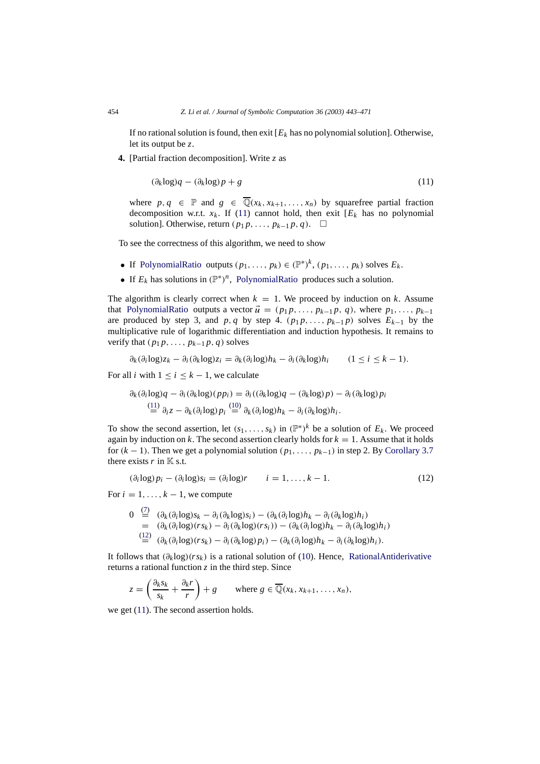If no rational solution is found, then exit [$E_k$ has no polynomial solution]. Otherwise, let its output be $z$.

**4.** [Partial fraction decomposition]. Write $z$ as

$$(\partial_k \log) q - (\partial_k \log) p + g \tag{11}$$

where $p, q \in \mathbb{P}$ and $g \in \overline{\mathbb{Q}}(x_k, x_{k+1}, \ldots, x_n)$ by squarefree partial fraction decomposition w.r.t. $x_k$. If (11) cannot hold, then exit [$E_k$ has no polynomial solution]. Otherwise, return $(p_1 p, \ldots, p_{k-1} p, q)$. $\square$

To see the correctness of this algorithm, we need to show

- If PolynomialRatio outputs $(p_1, \ldots, p_k) \in (\mathbb{P}^*)^k$, $(p_1, \ldots, p_k)$ solves $E_k$.
- If $E_k$ has solutions in $(\mathbb{P}^*)^n$, PolynomialRatio produces such a solution.

The algorithm is clearly correct when $k = 1$. We proceed by induction on $k$. Assume that PolynomialRatio outputs a vector $\vec{u} = (p_1 p, \ldots, p_{k-1} p, q)$, where $p_1, \ldots, p_{k-1}$ are produced by step 3, and $p, q$ by step 4. $(p_1 p, \ldots, p_{k-1} p)$ solves $E_{k-1}$ by the multiplicative rule of logarithmic differentiation and induction hypothesis. It remains to verify that $(p_1 p, \ldots, p_{k-1} p, q)$ solves

$$\partial_k (\partial_i \log) z_k - \partial_i (\partial_k \log) z_i = \partial_k (\partial_i \log) h_k - \partial_i (\partial_k \log) h_i \qquad (1 \le i \le k-1).$$

For all $i$ with $1 \le i \le k-1$, we calculate

$$\begin{aligned}
\partial_k (\partial_i \log) q - \partial_i (\partial_k \log)(p p_i) &= \partial_i ((\partial_k \log) q - (\partial_k \log) p) - \partial_i (\partial_k \log) p_i \\
&\overset{(11)}{=} \partial_i z - \partial_k (\partial_i \log) p_i \overset{(10)}{=} \partial_k (\partial_i \log) h_k - \partial_i (\partial_k \log) h_i.
\end{aligned}$$

To show the second assertion, let $(s_1, \ldots, s_k)$ in $(\mathbb{P}^*)^k$ be a solution of $E_k$. We proceed again by induction on $k$. The second assertion clearly holds for $k = 1$. Assume that it holds for $(k-1)$. Then we get a polynomial solution $(p_1, \ldots, p_{k-1})$ in step 2. By Corollary 3.7 there exists $r$ in $\mathbb{K}$ s.t.

$$(\partial_i \log) p_i - (\partial_i \log) s_i = (\partial_i \log) r \qquad i = 1, \ldots, k-1. \tag{12}$$

For $i = 1, \ldots, k-1$, we compute

$$\begin{aligned}
0 &\overset{(7)}{=} (\partial_k (\partial_i \log) s_k - \partial_i (\partial_k \log) s_i) - (\partial_k (\partial_i \log) h_k - \partial_i (\partial_k \log) h_i) \\
&= (\partial_k (\partial_i \log)(r s_k) - \partial_i (\partial_k \log)(r s_i)) - (\partial_k (\partial_i \log) h_k - \partial_i (\partial_k \log) h_i) \\
&\overset{(12)}{=} (\partial_k (\partial_i \log)(r s_k) - \partial_i (\partial_k \log) p_i) - (\partial_k (\partial_i \log) h_k - \partial_i (\partial_k \log) h_i).
\end{aligned}$$

It follows that $(\partial_k \log)(r s_k)$ is a rational solution of (10). Hence, RationalAntiderivative returns a rational function $z$ in the third step. Since

$$z = \left( \frac{\partial_k s_k}{s_k} + \frac{\partial_k r}{r} \right) + g \qquad \text{where } g \in \overline{\mathbb{Q}}(x_k, x_{k+1}, \ldots, x_n),$$

we get (11). The second assertion holds.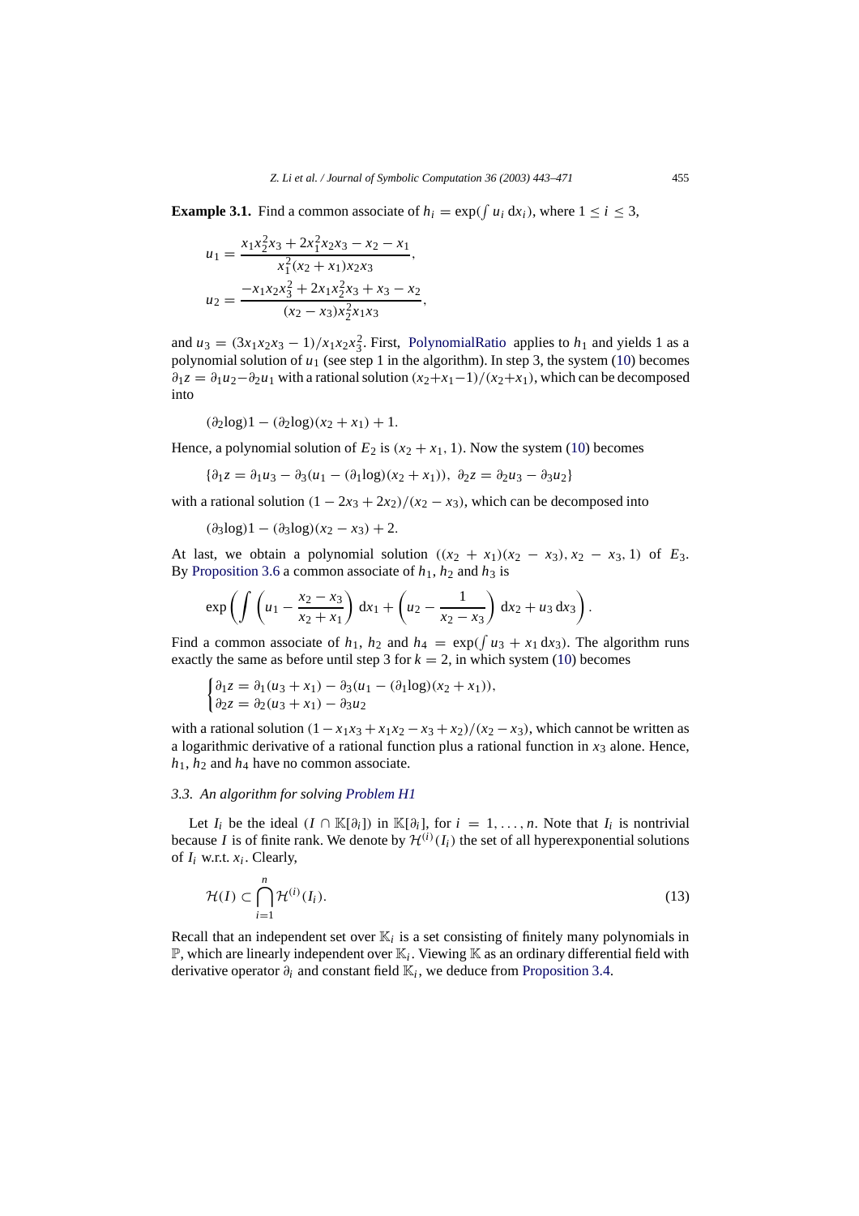**Example 3.1.** Find a common associate of $h_i = \exp(\int u_i \, dx_i)$, where $1 \leq i \leq 3$,

$$u_1 = \frac{x_1 x_2^2 x_3 + 2x_1^2 x_2 x_3 - x_2 - x_1}{x_1^2 (x_2 + x_1) x_2 x_3},$$

$$u_2 = \frac{-x_1 x_2 x_3^2 + 2x_1 x_2^2 x_3 + x_3 - x_2}{(x_2 - x_3) x_2^2 x_1 x_3},$$

and $u_3 = (3x_1 x_2 x_3 - 1)/x_1 x_2 x_3^2$. First, PolynomialRatio applies to $h_1$ and yields 1 as a polynomial solution of $u_1$ (see step 1 in the algorithm). In step 3, the system (10) becomes $\partial_1 z = \partial_1 u_2 - \partial_2 u_1$ with a rational solution $(x_2 + x_1 - 1)/(x_2 + x_1)$, which can be decomposed into

$$(\partial_2 \log)1 - (\partial_2 \log)(x_2 + x_1) + 1.$$

Hence, a polynomial solution of $E_2$ is $(x_2 + x_1, 1)$. Now the system (10) becomes

$$\{\partial_1 z = \partial_1 u_3 - \partial_3 (u_1 - (\partial_1 \log)(x_2 + x_1)),\ \partial_2 z = \partial_2 u_3 - \partial_3 u_2\}$$

with a rational solution $(1 - 2x_3 + 2x_2)/(x_2 - x_3)$, which can be decomposed into

$$(\partial_3 \log)1 - (\partial_3 \log)(x_2 - x_3) + 2.$$

At last, we obtain a polynomial solution $((x_2 + x_1)(x_2 - x_3), x_2 - x_3, 1)$ of $E_3$. By Proposition 3.6 a common associate of $h_1$, $h_2$ and $h_3$ is

$$\exp\left(\int \left(u_1 - \frac{x_2 - x_3}{x_2 + x_1}\right) dx_1 + \left(u_2 - \frac{1}{x_2 - x_3}\right) dx_2 + u_3 \, dx_3\right).$$

Find a common associate of $h_1$, $h_2$ and $h_4 = \exp(\int u_3 + x_1 \, dx_3)$. The algorithm runs exactly the same as before until step 3 for $k = 2$, in which system (10) becomes

$$\begin{cases} \partial_1 z = \partial_1 (u_3 + x_1) - \partial_3 (u_1 - (\partial_1 \log)(x_2 + x_1)), \\ \partial_2 z = \partial_2 (u_3 + x_1) - \partial_3 u_2 \end{cases}$$

with a rational solution $(1 - x_1 x_3 + x_1 x_2 - x_3 + x_2)/(x_2 - x_3)$, which cannot be written as a logarithmic derivative of a rational function plus a rational function in $x_3$ alone. Hence, $h_1$, $h_2$ and $h_4$ have no common associate.

### 3.3. An algorithm for solving Problem H1

Let $I_i$ be the ideal $(I \cap \mathbb{K}[\partial_i])$ in $\mathbb{K}[\partial_i]$, for $i = 1, \ldots, n$. Note that $I_i$ is nontrivial because $I$ is of finite rank. We denote by $\mathcal{H}^{(i)}(I_i)$ the set of all hyperexponential solutions of $I_i$ w.r.t. $x_i$. Clearly,

$$\mathcal{H}(I) \subset \bigcap_{i=1}^{n} \mathcal{H}^{(i)}(I_i). \tag{13}$$

Recall that an independent set over $\mathbb{K}_i$ is a set consisting of finitely many polynomials in $\mathbb{P}$, which are linearly independent over $\mathbb{K}_i$. Viewing $\mathbb{K}$ as an ordinary differential field with derivative operator $\partial_i$ and constant field $\mathbb{K}_i$, we deduce from Proposition 3.4.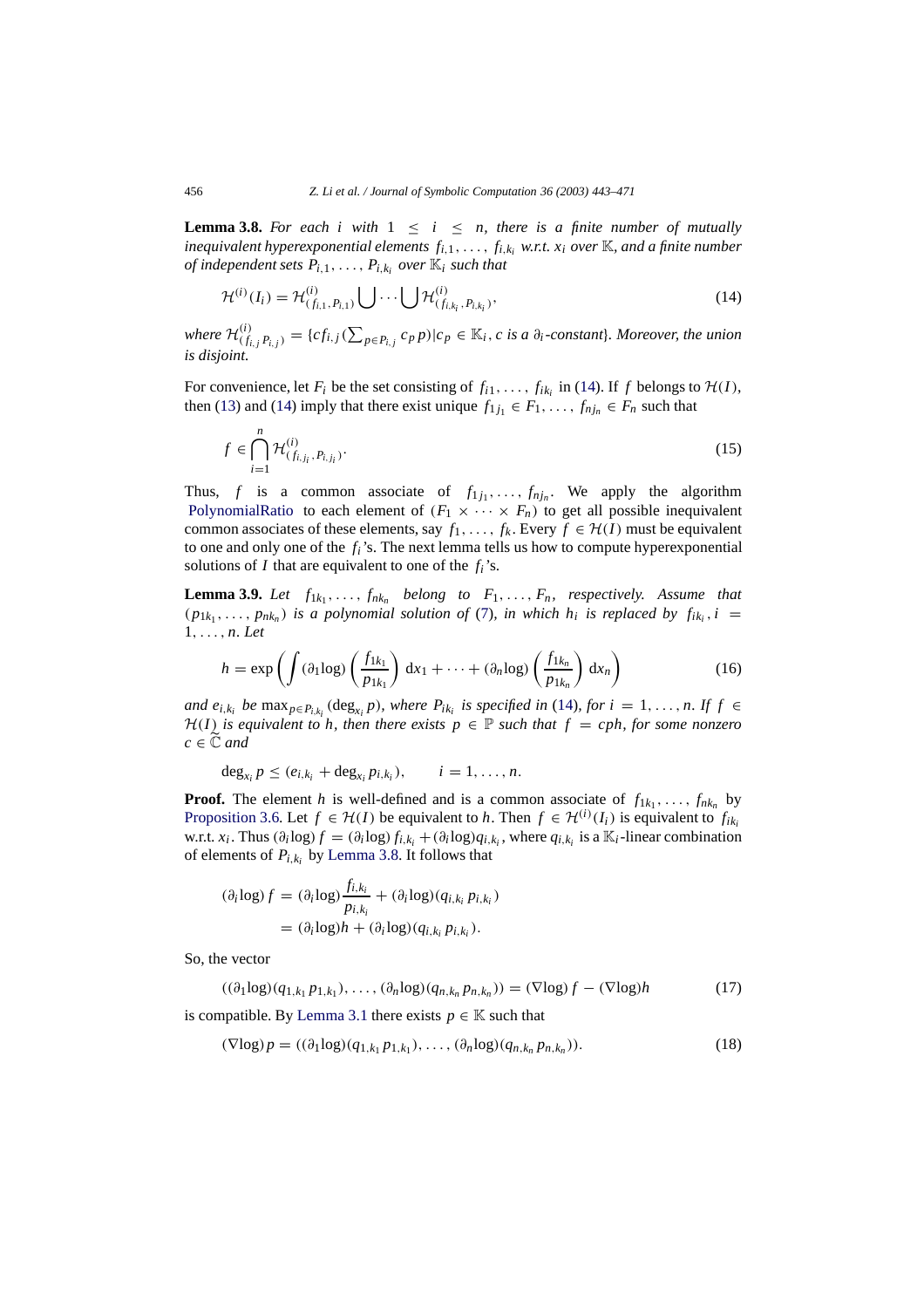**Lemma 3.8.** *For each $i$ with $1 \leq i \leq n$, there is a finite number of mutually inequivalent hyperexponential elements $f_{i,1}, \ldots, f_{i,k_i}$ w.r.t. $x_i$ over $\mathbb{K}$, and a finite number of independent sets $P_{i,1}, \ldots, P_{i,k_i}$ over $\mathbb{K}_i$ such that*

$$\mathcal{H}^{(i)}(I_i) = \mathcal{H}^{(i)}_{(f_{i,1}, P_{i,1})} \bigcup \cdots \bigcup \mathcal{H}^{(i)}_{(f_{i,k_i}, P_{i,k_i})}, \tag{14}$$

*where $\mathcal{H}^{(i)}_{(f_{i,j} P_{i,j})} = \{c f_{i,j} (\sum_{p \in P_{i,j}} c_p p) | c_p \in \mathbb{K}_i, c \text{ is a } \partial_i\text{-constant}\}$. Moreover, the union is disjoint.*

For convenience, let $F_i$ be the set consisting of $f_{i1}, \ldots, f_{ik_i}$ in (14). If $f$ belongs to $\mathcal{H}(I)$, then (13) and (14) imply that there exist unique $f_{1j_1} \in F_1, \ldots, f_{nj_n} \in F_n$ such that

$$f \in \bigcap_{i=1}^{n} \mathcal{H}^{(i)}_{(f_{i,j_i}, P_{i,j_i})}. \tag{15}$$

Thus, $f$ is a common associate of $f_{1j_1}, \ldots, f_{nj_n}$. We apply the algorithm PolynomialRatio to each element of $(F_1 \times \cdots \times F_n)$ to get all possible inequivalent common associates of these elements, say $f_1, \ldots, f_k$. Every $f \in \mathcal{H}(I)$ must be equivalent to one and only one of the $f_i$'s. The next lemma tells us how to compute hyperexponential solutions of $I$ that are equivalent to one of the $f_i$'s.

**Lemma 3.9.** *Let $f_{1k_1}, \ldots, f_{nk_n}$ belong to $F_1, \ldots, F_n$, respectively. Assume that $(p_{1k_1}, \ldots, p_{nk_n})$ is a polynomial solution of (7), in which $h_i$ is replaced by $f_{ik_i}, i = 1, \ldots, n$. Let*

$$h = \exp\left(\int (\partial_1 \log)\left(\frac{f_{1k_1}}{p_{1k_1}}\right) \mathrm{d}x_1 + \cdots + (\partial_n \log)\left(\frac{f_{1k_n}}{p_{1k_n}}\right) \mathrm{d}x_n\right) \tag{16}$$

*and $e_{i,k_i}$ be $\max_{p \in P_{i,k_i}} (\deg_{x_i} p)$, where $P_{ik_i}$ is specified in (14), for $i = 1, \ldots, n$. If $f \in \mathcal{H}(I)$ is equivalent to $h$, then there exists $p \in \mathbb{P}$ such that $f = cph$, for some nonzero $c \in \widetilde{\mathbb{C}}$ and*

$$\deg_{x_i} p \leq (e_{i,k_i} + \deg_{x_i} p_{i,k_i}), \qquad i = 1, \ldots, n.$$

**Proof.** The element $h$ is well-defined and is a common associate of $f_{1k_1}, \ldots, f_{nk_n}$ by Proposition 3.6. Let $f \in \mathcal{H}(I)$ be equivalent to $h$. Then $f \in \mathcal{H}^{(i)}(I_i)$ is equivalent to $f_{ik_i}$ w.r.t. $x_i$. Thus $(\partial_i \log) f = (\partial_i \log) f_{i,k_i} + (\partial_i \log) q_{i,k_i}$, where $q_{i,k_i}$ is a $\mathbb{K}_i$-linear combination of elements of $P_{i,k_i}$ by Lemma 3.8. It follows that

$$\begin{aligned}(\partial_i \log) f &= (\partial_i \log) \frac{f_{i,k_i}}{p_{i,k_i}} + (\partial_i \log)(q_{i,k_i} p_{i,k_i}) \\ &= (\partial_i \log) h + (\partial_i \log)(q_{i,k_i} p_{i,k_i}).\end{aligned}$$

So, the vector

$$((\partial_1 \log)(q_{1,k_1} p_{1,k_1}), \ldots, (\partial_n \log)(q_{n,k_n} p_{n,k_n})) = (\nabla \log) f - (\nabla \log) h \tag{17}$$

is compatible. By Lemma 3.1 there exists $p \in \mathbb{K}$ such that

$$(\nabla \log) p = ((\partial_1 \log)(q_{1,k_1} p_{1,k_1}), \ldots, (\partial_n \log)(q_{n,k_n} p_{n,k_n})). \tag{18}$$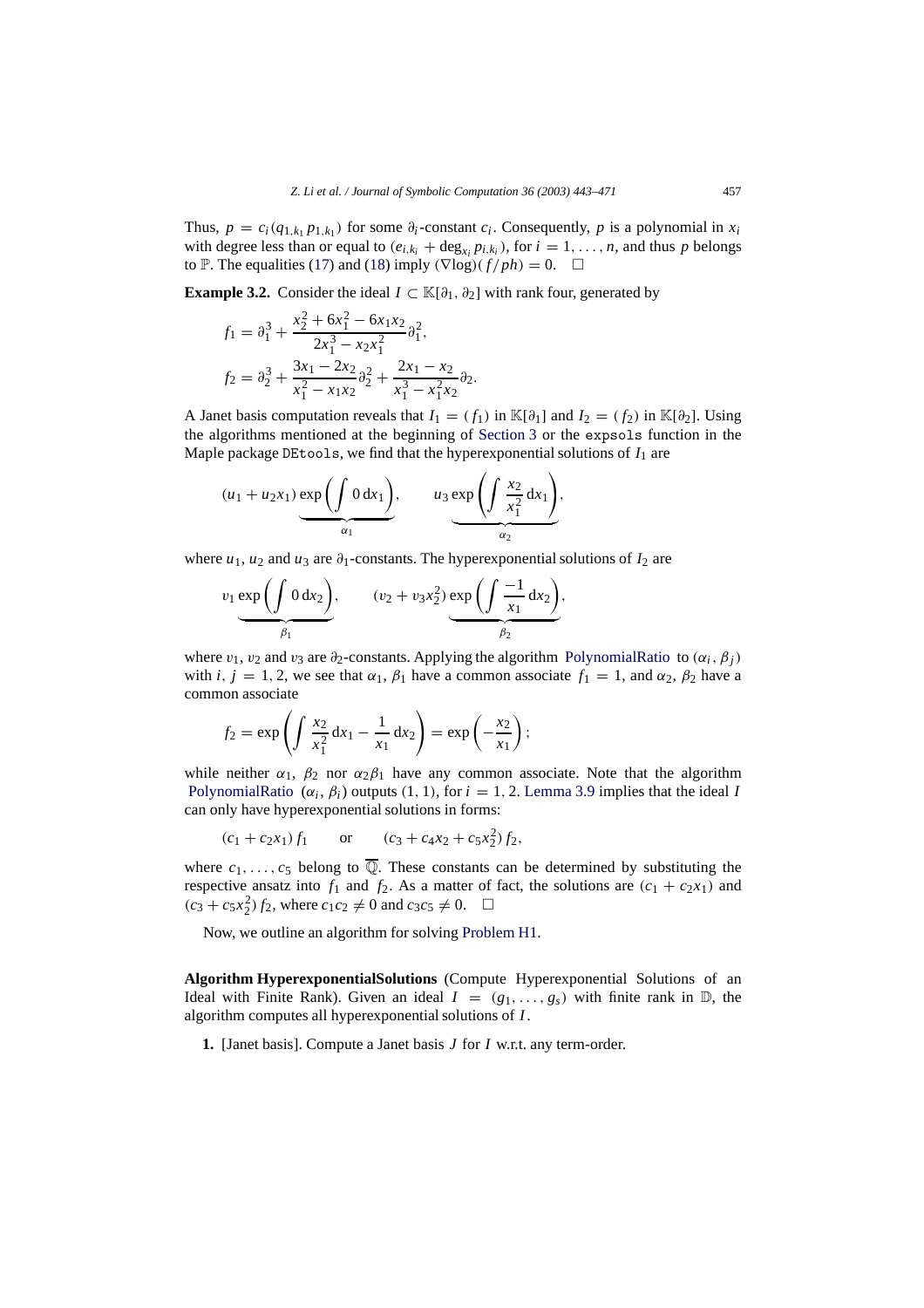Thus, $p = c_i(q_{1,k_1} p_{1,k_1})$ for some $\partial_i$-constant $c_i$. Consequently, $p$ is a polynomial in $x_i$ with degree less than or equal to $(e_{i,k_i} + \deg_{x_i} p_{i,k_i})$, for $i = 1, \ldots, n$, and thus $p$ belongs to $\mathbb{P}$. The equalities (17) and (18) imply $(\nabla \log)(f/ph) = 0$. $\square$

**Example 3.2.** Consider the ideal $I \subset \mathbb{K}[\partial_1, \partial_2]$ with rank four, generated by

$$f_1 = \partial_1^3 + \frac{x_2^2 + 6x_1^2 - 6x_1x_2}{2x_1^3 - x_2x_1^2}\partial_1^2,$$

$$f_2 = \partial_2^3 + \frac{3x_1 - 2x_2}{x_1^2 - x_1x_2}\partial_2^2 + \frac{2x_1 - x_2}{x_1^3 - x_1^2x_2}\partial_2.$$

A Janet basis computation reveals that $I_1 = (f_1)$ in $\mathbb{K}[\partial_1]$ and $I_2 = (f_2)$ in $\mathbb{K}[\partial_2]$. Using the algorithms mentioned at the beginning of Section 3 or the `expsols` function in the Maple package `DEtools`, we find that the hyperexponential solutions of $I_1$ are

$$(u_1 + u_2x_1)\underbrace{\exp\left(\int 0\,\mathrm{d}x_1\right)}_{\alpha_1}, \qquad u_3\underbrace{\exp\left(\int \frac{x_2}{x_1^2}\,\mathrm{d}x_1\right)}_{\alpha_2},$$

where $u_1$, $u_2$ and $u_3$ are $\partial_1$-constants. The hyperexponential solutions of $I_2$ are

$$v_1\underbrace{\exp\left(\int 0\,\mathrm{d}x_2\right)}_{\beta_1}, \qquad (v_2 + v_3x_2^2)\underbrace{\exp\left(\int \frac{-1}{x_1}\,\mathrm{d}x_2\right)}_{\beta_2},$$

where $v_1$, $v_2$ and $v_3$ are $\partial_2$-constants. Applying the algorithm PolynomialRatio to $(\alpha_i, \beta_j)$ with $i, j = 1, 2$, we see that $\alpha_1$, $\beta_1$ have a common associate $f_1 = 1$, and $\alpha_2$, $\beta_2$ have a common associate

$$f_2 = \exp\left(\int \frac{x_2}{x_1^2}\,\mathrm{d}x_1 - \frac{1}{x_1}\,\mathrm{d}x_2\right) = \exp\left(-\frac{x_2}{x_1}\right);$$

while neither $\alpha_1$, $\beta_2$ nor $\alpha_2\beta_1$ have any common associate. Note that the algorithm PolynomialRatio $(\alpha_i, \beta_i)$ outputs $(1, 1)$, for $i = 1, 2$. Lemma 3.9 implies that the ideal $I$ can only have hyperexponential solutions in forms:

$$(c_1 + c_2x_1)\,f_1 \qquad \text{or} \qquad (c_3 + c_4x_2 + c_5x_2^2)\,f_2,$$

where $c_1, \ldots, c_5$ belong to $\overline{\mathbb{Q}}$. These constants can be determined by substituting the respective ansatz into $f_1$ and $f_2$. As a matter of fact, the solutions are $(c_1 + c_2x_1)$ and $(c_3 + c_5x_2^2)\,f_2$, where $c_1c_2 \neq 0$ and $c_3c_5 \neq 0$. $\square$

Now, we outline an algorithm for solving Problem H1.

**Algorithm HyperexponentialSolutions** (Compute Hyperexponential Solutions of an Ideal with Finite Rank). Given an ideal $I = (g_1, \ldots, g_s)$ with finite rank in $\mathbb{D}$, the algorithm computes all hyperexponential solutions of $I$.

**1.** [Janet basis]. Compute a Janet basis $J$ for $I$ w.r.t. any term-order.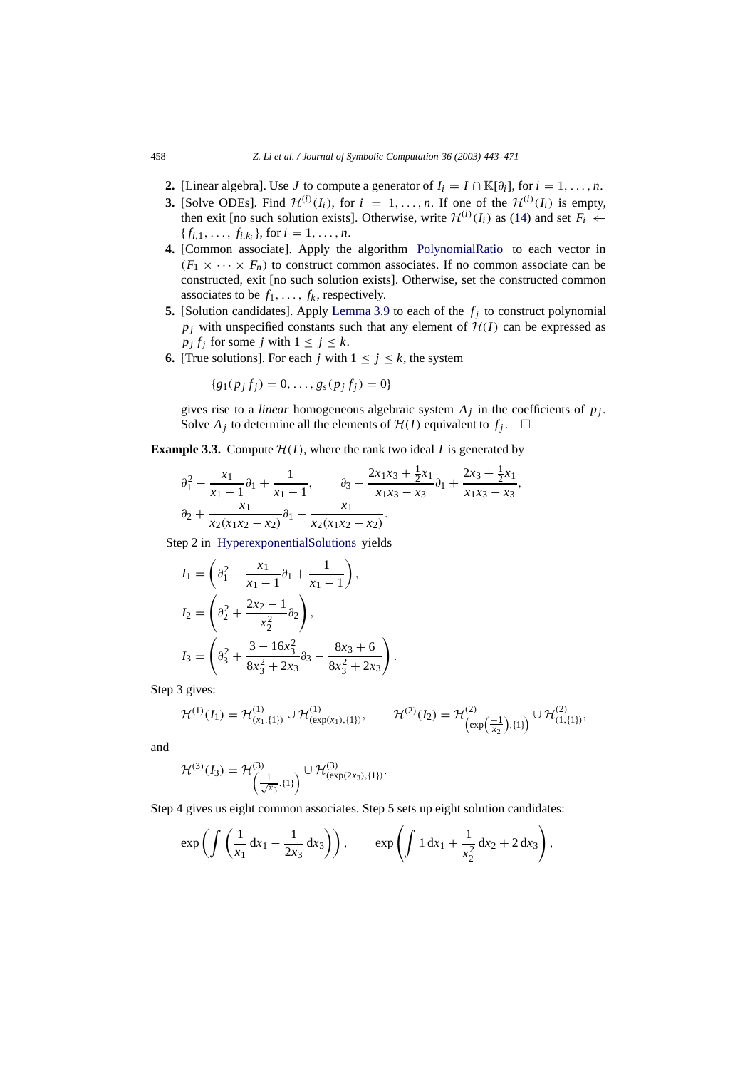2. **[Linear algebra].** Use $J$ to compute a generator of $I_i = I \cap \mathbb{K}[\partial_i]$, for $i = 1, \ldots, n$.
3. **[Solve ODEs].** Find $\mathcal{H}^{(i)}(I_i)$, for $i = 1, \ldots, n$. If one of the $\mathcal{H}^{(i)}(I_i)$ is empty, then exit [no such solution exists]. Otherwise, write $\mathcal{H}^{(i)}(I_i)$ as (14) and set $F_i \leftarrow \{f_{i,1}, \ldots, f_{i,k_i}\}$, for $i = 1, \ldots, n$.
4. **[Common associate].** Apply the algorithm PolynomialRatio to each vector in $(F_1 \times \cdots \times F_n)$ to construct common associates. If no common associate can be constructed, exit [no such solution exists]. Otherwise, set the constructed common associates to be $f_1, \ldots, f_k$, respectively.
5. **[Solution candidates].** Apply Lemma 3.9 to each of the $f_j$ to construct polynomial $p_j$ with unspecified constants such that any element of $\mathcal{H}(I)$ can be expressed as $p_j f_j$ for some $j$ with $1 \le j \le k$.
6. **[True solutions].** For each $j$ with $1 \le j \le k$, the system

$$\{g_1(p_j f_j) = 0, \ldots, g_s(p_j f_j) = 0\}$$

gives rise to a *linear* homogeneous algebraic system $A_j$ in the coefficients of $p_j$. Solve $A_j$ to determine all the elements of $\mathcal{H}(I)$ equivalent to $f_j$. $\square$

**Example 3.3.** Compute $\mathcal{H}(I)$, where the rank two ideal $I$ is generated by

$$\partial_1^2 - \frac{x_1}{x_1 - 1}\partial_1 + \frac{1}{x_1 - 1}, \qquad \partial_3 - \frac{2x_1x_3 + \frac{1}{2}x_1}{x_1x_3 - x_3}\partial_1 + \frac{2x_3 + \frac{1}{2}x_1}{x_1x_3 - x_3},$$
$$\partial_2 + \frac{x_1}{x_2(x_1x_2 - x_2)}\partial_1 - \frac{x_1}{x_2(x_1x_2 - x_2)}.$$

Step 2 in HyperexponentialSolutions yields

$$I_1 = \left(\partial_1^2 - \frac{x_1}{x_1 - 1}\partial_1 + \frac{1}{x_1 - 1}\right),$$
$$I_2 = \left(\partial_2^2 + \frac{2x_2 - 1}{x_2^2}\partial_2\right),$$
$$I_3 = \left(\partial_3^2 + \frac{3 - 16x_3^2}{8x_3^2 + 2x_3}\partial_3 - \frac{8x_3 + 6}{8x_3^2 + 2x_3}\right).$$

Step 3 gives:

$$\mathcal{H}^{(1)}(I_1) = \mathcal{H}^{(1)}_{(x_1,\{1\})} \cup \mathcal{H}^{(1)}_{(\exp(x_1),\{1\})}, \qquad \mathcal{H}^{(2)}(I_2) = \mathcal{H}^{(2)}_{\left(\exp\left(\frac{-1}{x_2}\right),\{1\}\right)} \cup \mathcal{H}^{(2)}_{(1,\{1\})},$$

and

$$\mathcal{H}^{(3)}(I_3) = \mathcal{H}^{(3)}_{\left(\frac{1}{\sqrt{x_3}},\{1\}\right)} \cup \mathcal{H}^{(3)}_{(\exp(2x_3),\{1\})}.$$

Step 4 gives us eight common associates. Step 5 sets up eight solution candidates:

$$\exp\left(\int \left(\frac{1}{x_1}\,\mathrm{d}x_1 - \frac{1}{2x_3}\,\mathrm{d}x_3\right)\right), \qquad \exp\left(\int 1\,\mathrm{d}x_1 + \frac{1}{x_2^2}\,\mathrm{d}x_2 + 2\,\mathrm{d}x_3\right),$$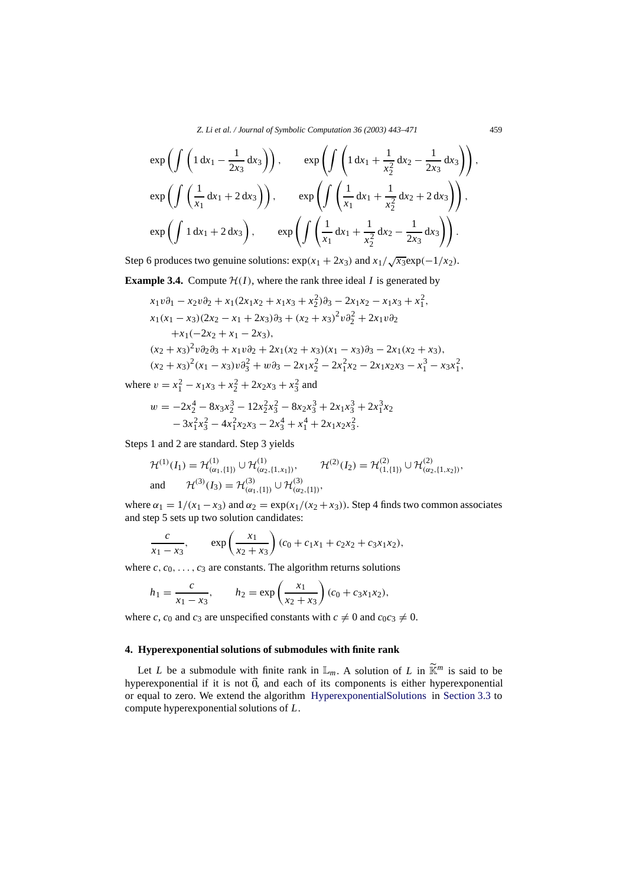$$\exp\left(\int\left(1\,\mathrm{d}x_1 - \frac{1}{2x_3}\,\mathrm{d}x_3\right)\right), \qquad \exp\left(\int\left(1\,\mathrm{d}x_1 + \frac{1}{x_2^2}\,\mathrm{d}x_2 - \frac{1}{2x_3}\,\mathrm{d}x_3\right)\right),$$

$$\exp\left(\int\left(\frac{1}{x_1}\,\mathrm{d}x_1 + 2\,\mathrm{d}x_3\right)\right), \qquad \exp\left(\int\left(\frac{1}{x_1}\,\mathrm{d}x_1 + \frac{1}{x_2^2}\,\mathrm{d}x_2 + 2\,\mathrm{d}x_3\right)\right),$$

$$\exp\left(\int 1\,\mathrm{d}x_1 + 2\,\mathrm{d}x_3\right), \qquad \exp\left(\int\left(\frac{1}{x_1}\,\mathrm{d}x_1 + \frac{1}{x_2^2}\,\mathrm{d}x_2 - \frac{1}{2x_3}\,\mathrm{d}x_3\right)\right).$$

Step 6 produces two genuine solutions: $\exp(x_1 + 2x_3)$ and $x_1/\sqrt{x_3}\exp(-1/x_2)$.

**Example 3.4.** Compute $\mathcal{H}(I)$, where the rank three ideal $I$ is generated by

$$\begin{aligned}
&x_1 v\partial_1 - x_2 v\partial_2 + x_1(2x_1x_2 + x_1x_3 + x_2^2)\partial_3 - 2x_1x_2 - x_1x_3 + x_1^2,\\
&x_1(x_1 - x_3)(2x_2 - x_1 + 2x_3)\partial_3 + (x_2 + x_3)^2 v\partial_2^2 + 2x_1 v\partial_2\\
&\quad + x_1(-2x_2 + x_1 - 2x_3),\\
&(x_2 + x_3)^2 v\partial_2\partial_3 + x_1 v\partial_2 + 2x_1(x_2 + x_3)(x_1 - x_3)\partial_3 - 2x_1(x_2 + x_3),\\
&(x_2 + x_3)^2(x_1 - x_3)v\partial_3^2 + w\partial_3 - 2x_1x_2^2 - 2x_1^2x_2 - 2x_1x_2x_3 - x_1^3 - x_3x_1^2,
\end{aligned}$$

where $v = x_1^2 - x_1x_3 + x_2^2 + 2x_2x_3 + x_3^2$ and

$$\begin{aligned}
w = &-2x_2^4 - 8x_3x_2^3 - 12x_2^2x_3^2 - 8x_2x_3^3 + 2x_1x_3^3 + 2x_1^3x_2\\
&- 3x_1^2x_3^2 - 4x_1^2x_2x_3 - 2x_3^4 + x_1^4 + 2x_1x_2x_3^2.
\end{aligned}$$

Steps 1 and 2 are standard. Step 3 yields

$$\mathcal{H}^{(1)}(I_1) = \mathcal{H}^{(1)}_{(\alpha_1,\{1\})} \cup \mathcal{H}^{(1)}_{(\alpha_2,\{1,x_1\})}, \qquad \mathcal{H}^{(2)}(I_2) = \mathcal{H}^{(2)}_{(1,\{1\})} \cup \mathcal{H}^{(2)}_{(\alpha_2,\{1,x_2\})},$$
$$\text{and} \qquad \mathcal{H}^{(3)}(I_3) = \mathcal{H}^{(3)}_{(\alpha_1,\{1\})} \cup \mathcal{H}^{(3)}_{(\alpha_2,\{1\})},$$

where $\alpha_1 = 1/(x_1 - x_3)$ and $\alpha_2 = \exp(x_1/(x_2 + x_3))$. Step 4 finds two common associates and step 5 sets up two solution candidates:

$$\frac{c}{x_1 - x_3}, \qquad \exp\left(\frac{x_1}{x_2 + x_3}\right)(c_0 + c_1x_1 + c_2x_2 + c_3x_1x_2),$$

where $c, c_0, \ldots, c_3$ are constants. The algorithm returns solutions

$$h_1 = \frac{c}{x_1 - x_3}, \qquad h_2 = \exp\left(\frac{x_1}{x_2 + x_3}\right)(c_0 + c_3x_1x_2),$$

where $c$, $c_0$ and $c_3$ are unspecified constants with $c \neq 0$ and $c_0c_3 \neq 0$.

## 4. Hyperexponential solutions of submodules with finite rank

Let $L$ be a submodule with finite rank in $\mathbb{L}_m$. A solution of $L$ in $\widetilde{\mathbb{K}}^m$ is said to be hyperexponential if it is not $\vec{0}$, and each of its components is either hyperexponential or equal to zero. We extend the algorithm HyperexponentialSolutions in Section 3.3 to compute hyperexponential solutions of $L$.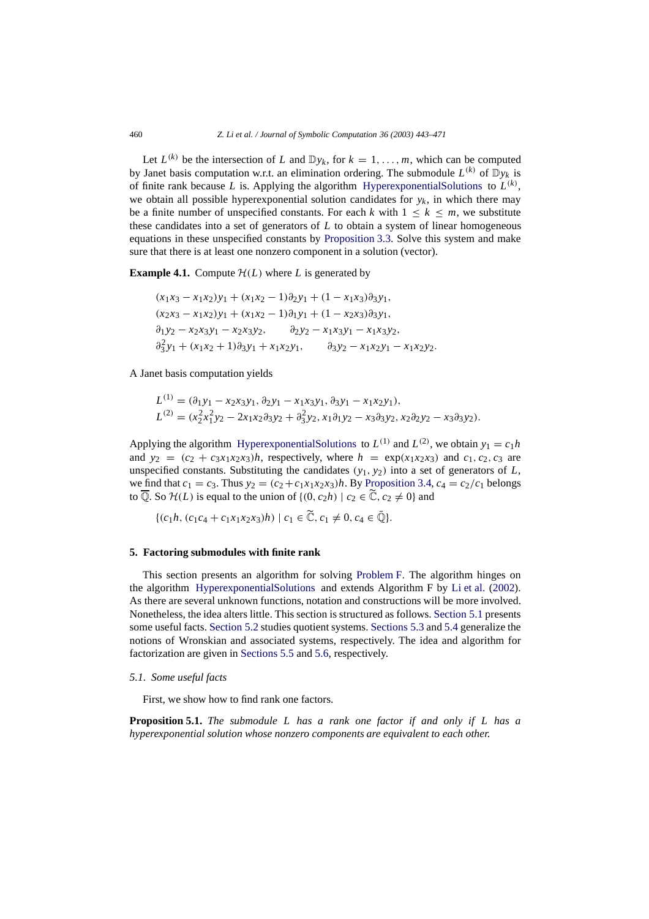Let $L^{(k)}$ be the intersection of $L$ and $\mathbb{D}y_k$, for $k = 1, \ldots, m$, which can be computed by Janet basis computation w.r.t. an elimination ordering. The submodule $L^{(k)}$ of $\mathbb{D}y_k$ is of finite rank because $L$ is. Applying the algorithm HyperexponentialSolutions to $L^{(k)}$, we obtain all possible hyperexponential solution candidates for $y_k$, in which there may be a finite number of unspecified constants. For each $k$ with $1 \leq k \leq m$, we substitute these candidates into a set of generators of $L$ to obtain a system of linear homogeneous equations in these unspecified constants by Proposition 3.3. Solve this system and make sure that there is at least one nonzero component in a solution (vector).

**Example 4.1.** Compute $\mathcal{H}(L)$ where $L$ is generated by

$$
\begin{aligned}
&(x_1x_3 - x_1x_2)y_1 + (x_1x_2 - 1)\partial_2 y_1 + (1 - x_1x_3)\partial_3 y_1,\\
&(x_2x_3 - x_1x_2)y_1 + (x_1x_2 - 1)\partial_1 y_1 + (1 - x_2x_3)\partial_3 y_1,\\
&\partial_1 y_2 - x_2x_3y_1 - x_2x_3y_2, \qquad \partial_2 y_2 - x_1x_3y_1 - x_1x_3y_2,\\
&\partial_3^2 y_1 + (x_1x_2 + 1)\partial_3 y_1 + x_1x_2y_1, \qquad \partial_3 y_2 - x_1x_2y_1 - x_1x_2y_2.
\end{aligned}
$$

A Janet basis computation yields

$$
\begin{aligned}
L^{(1)} &= (\partial_1 y_1 - x_2x_3y_1,\ \partial_2 y_1 - x_1x_3y_1,\ \partial_3 y_1 - x_1x_2y_1),\\
L^{(2)} &= (x_2^2x_1^2y_2 - 2x_1x_2\partial_3 y_2 + \partial_3^2 y_2,\ x_1\partial_1 y_2 - x_3\partial_3 y_2,\ x_2\partial_2 y_2 - x_3\partial_3 y_2).
\end{aligned}
$$

Applying the algorithm HyperexponentialSolutions to $L^{(1)}$ and $L^{(2)}$, we obtain $y_1 = c_1 h$ and $y_2 = (c_2 + c_3x_1x_2x_3)h$, respectively, where $h = \exp(x_1x_2x_3)$ and $c_1, c_2, c_3$ are unspecified constants. Substituting the candidates $(y_1, y_2)$ into a set of generators of $L$, we find that $c_1 = c_3$. Thus $y_2 = (c_2 + c_1x_1x_2x_3)h$. By Proposition 3.4, $c_4 = c_2/c_1$ belongs to $\overline{\mathbb{Q}}$. So $\mathcal{H}(L)$ is equal to the union of $\{(0, c_2h) \mid c_2 \in \widetilde{\mathbb{C}}, c_2 \neq 0\}$ and

$$
\{(c_1h, (c_1c_4 + c_1x_1x_2x_3)h) \mid c_1 \in \widetilde{\mathbb{C}}, c_1 \neq 0, c_4 \in \bar{\mathbb{Q}}\}.
$$

## 5. Factoring submodules with finite rank

This section presents an algorithm for solving Problem F. The algorithm hinges on the algorithm HyperexponentialSolutions and extends Algorithm F by Li et al. (2002). As there are several unknown functions, notation and constructions will be more involved. Nonetheless, the idea alters little. This section is structured as follows. Section 5.1 presents some useful facts. Section 5.2 studies quotient systems. Sections 5.3 and 5.4 generalize the notions of Wronskian and associated systems, respectively. The idea and algorithm for factorization are given in Sections 5.5 and 5.6, respectively.

### 5.1. Some useful facts

First, we show how to find rank one factors.

**Proposition 5.1.** *The submodule $L$ has a rank one factor if and only if $L$ has a hyperexponential solution whose nonzero components are equivalent to each other.*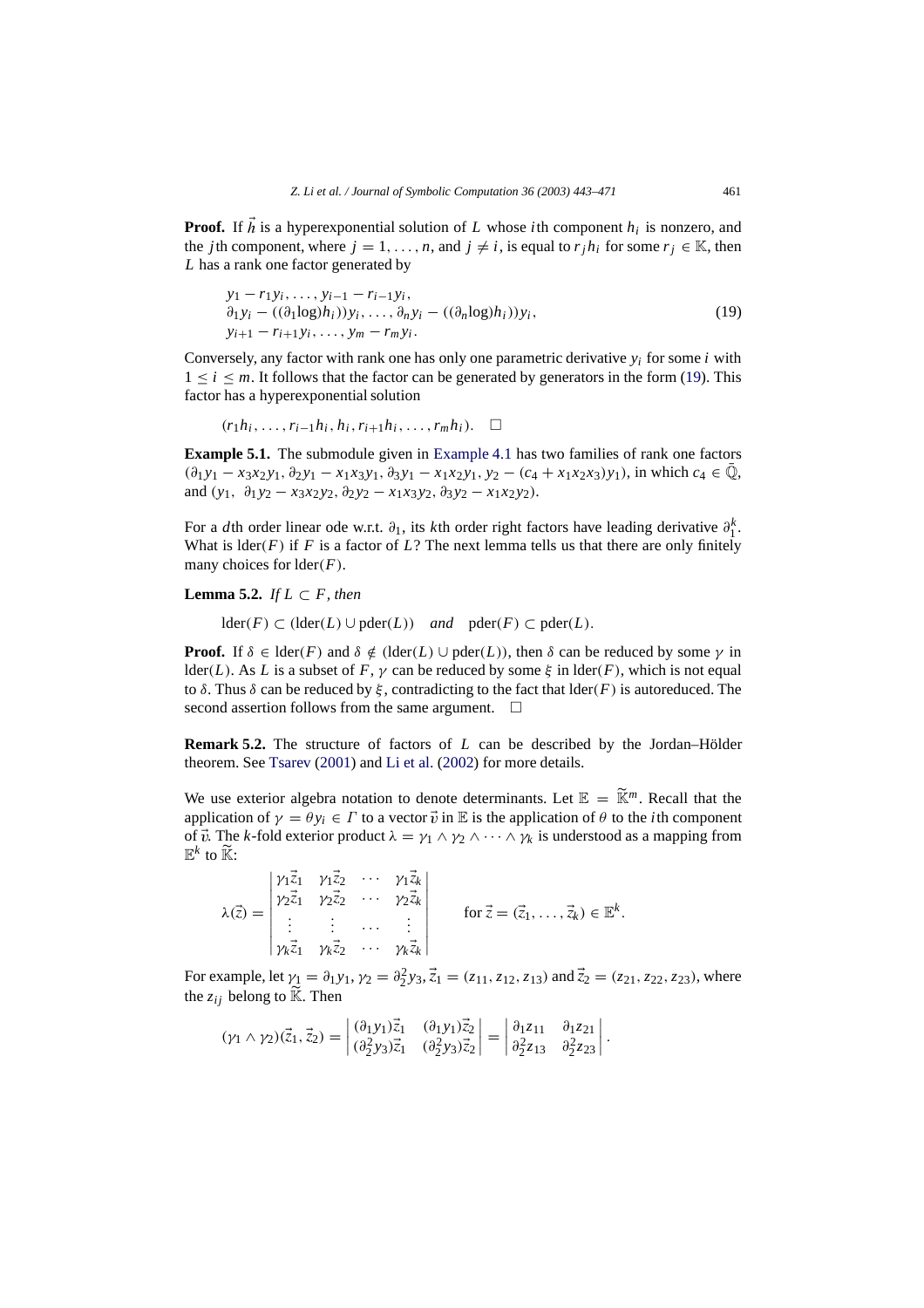**Proof.** If $\vec{h}$ is a hyperexponential solution of $L$ whose $i$th component $h_i$ is nonzero, and the $j$th component, where $j = 1, \ldots, n$, and $j \neq i$, is equal to $r_j h_i$ for some $r_j \in \mathbb{K}$, then $L$ has a rank one factor generated by

$$
\begin{aligned}
& y_1 - r_1 y_i, \ldots, y_{i-1} - r_{i-1} y_i, \\
& \partial_1 y_i - ((\partial_1 \log) h_i)) y_i, \ldots, \partial_n y_i - ((\partial_n \log) h_i)) y_i, \\
& y_{i+1} - r_{i+1} y_i, \ldots, y_m - r_m y_i.
\end{aligned}
\tag{19}
$$

Conversely, any factor with rank one has only one parametric derivative $y_i$ for some $i$ with $1 \leq i \leq m$. It follows that the factor can be generated by generators in the form (19). This factor has a hyperexponential solution

$$(r_1 h_i, \ldots, r_{i-1} h_i, h_i, r_{i+1} h_i, \ldots, r_m h_i). \quad \square$$

**Example 5.1.** The submodule given in Example 4.1 has two families of rank one factors $(\partial_1 y_1 - x_3 x_2 y_1, \partial_2 y_1 - x_1 x_3 y_1, \partial_3 y_1 - x_1 x_2 y_1, y_2 - (c_4 + x_1 x_2 x_3) y_1)$, in which $c_4 \in \bar{\mathbb{Q}}$, and $(y_1, \ \partial_1 y_2 - x_3 x_2 y_2, \partial_2 y_2 - x_1 x_3 y_2, \partial_3 y_2 - x_1 x_2 y_2)$.

For a $d$th order linear ode w.r.t. $\partial_1$, its $k$th order right factors have leading derivative $\partial_1^k$. What is $\text{lder}(F)$ if $F$ is a factor of $L$? The next lemma tells us that there are only finitely many choices for $\text{lder}(F)$.

**Lemma 5.2.** *If $L \subset F$, then*

$$\text{lder}(F) \subset (\text{lder}(L) \cup \text{pder}(L)) \quad \textit{and} \quad \text{pder}(F) \subset \text{pder}(L).$$

**Proof.** If $\delta \in \text{lder}(F)$ and $\delta \notin (\text{lder}(L) \cup \text{pder}(L))$, then $\delta$ can be reduced by some $\gamma$ in $\text{lder}(L)$. As $L$ is a subset of $F$, $\gamma$ can be reduced by some $\xi$ in $\text{lder}(F)$, which is not equal to $\delta$. Thus $\delta$ can be reduced by $\xi$, contradicting to the fact that $\text{lder}(F)$ is autoreduced. The second assertion follows from the same argument. $\quad \square$

**Remark 5.2.** The structure of factors of $L$ can be described by the Jordan–Hölder theorem. See Tsarev (2001) and Li et al. (2002) for more details.

We use exterior algebra notation to denote determinants. Let $\mathbb{E} = \widetilde{\mathbb{K}}^m$. Recall that the application of $\gamma = \theta y_i \in \Gamma$ to a vector $\vec{v}$ in $\mathbb{E}$ is the application of $\theta$ to the $i$th component of $\vec{v}$. The $k$-fold exterior product $\lambda = \gamma_1 \wedge \gamma_2 \wedge \cdots \wedge \gamma_k$ is understood as a mapping from $\mathbb{E}^k$ to $\widetilde{\mathbb{K}}$:

$$
\lambda(\vec{z}) = \begin{vmatrix}
\gamma_1 \vec{z}_1 & \gamma_1 \vec{z}_2 & \cdots & \gamma_1 \vec{z}_k \\
\gamma_2 \vec{z}_1 & \gamma_2 \vec{z}_2 & \cdots & \gamma_2 \vec{z}_k \\
\vdots & \vdots & \cdots & \vdots \\
\gamma_k \vec{z}_1 & \gamma_k \vec{z}_2 & \cdots & \gamma_k \vec{z}_k
\end{vmatrix}
\qquad \text{for } \vec{z} = (\vec{z}_1, \ldots, \vec{z}_k) \in \mathbb{E}^k.
$$

For example, let $\gamma_1 = \partial_1 y_1, \gamma_2 = \partial_2^2 y_3, \vec{z}_1 = (z_{11}, z_{12}, z_{13})$ and $\vec{z}_2 = (z_{21}, z_{22}, z_{23})$, where the $z_{ij}$ belong to $\widetilde{\mathbb{K}}$. Then

$$
(\gamma_1 \wedge \gamma_2)(\vec{z}_1, \vec{z}_2) = \begin{vmatrix}
(\partial_1 y_1) \vec{z}_1 & (\partial_1 y_1) \vec{z}_2 \\
(\partial_2^2 y_3) \vec{z}_1 & (\partial_2^2 y_3) \vec{z}_2
\end{vmatrix}
= \begin{vmatrix}
\partial_1 z_{11} & \partial_1 z_{21} \\
\partial_2^2 z_{13} & \partial_2^2 z_{23}
\end{vmatrix}.
$$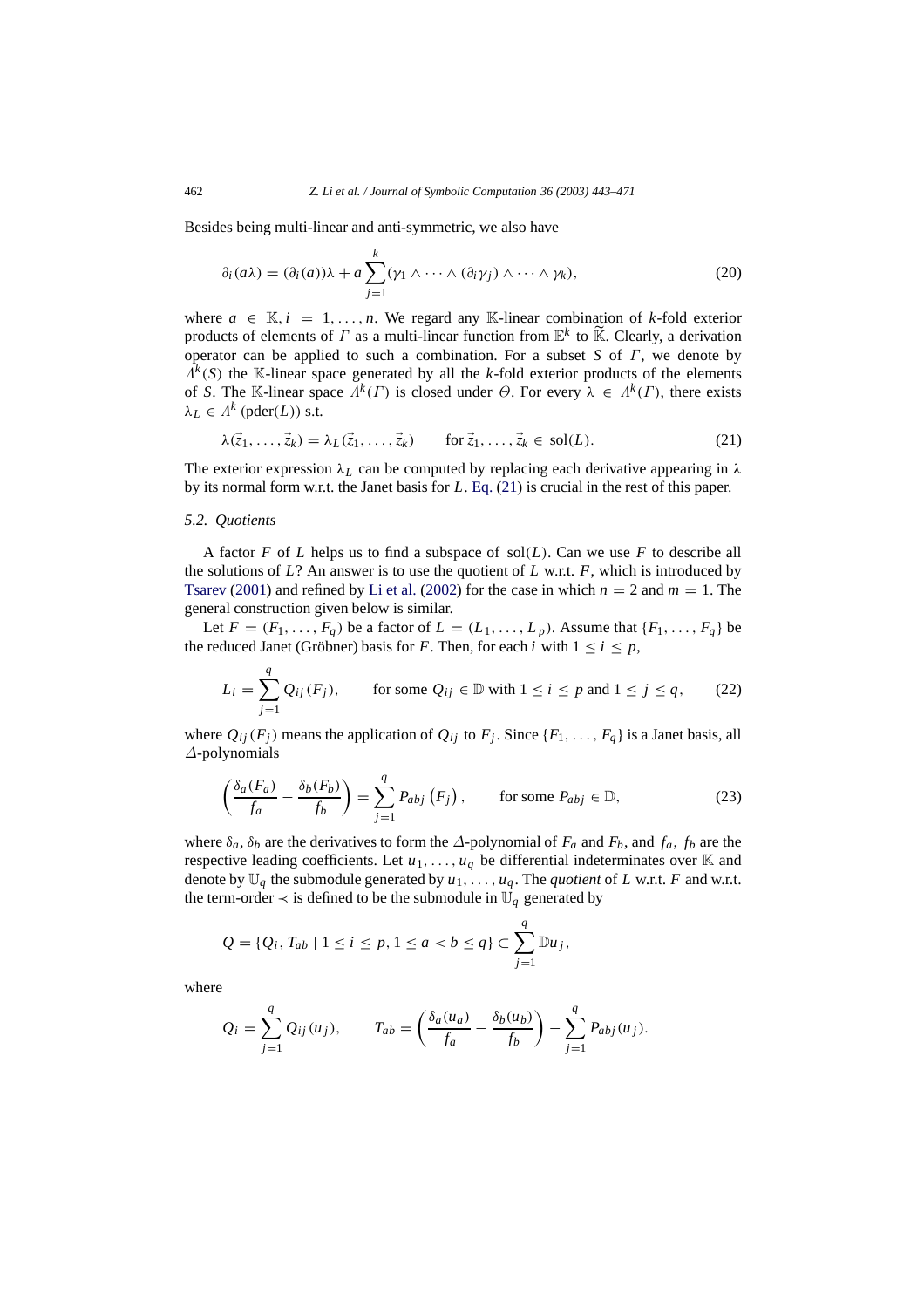Besides being multi-linear and anti-symmetric, we also have

$$\partial_i(a\lambda) = (\partial_i(a))\lambda + a\sum_{j=1}^{k}(\gamma_1 \wedge \cdots \wedge (\partial_i\gamma_j) \wedge \cdots \wedge \gamma_k), \tag{20}$$

where $a \in \mathbb{K}, i = 1, \ldots, n$. We regard any $\mathbb{K}$-linear combination of $k$-fold exterior products of elements of $\Gamma$ as a multi-linear function from $\mathbb{E}^k$ to $\widetilde{\mathbb{K}}$. Clearly, a derivation operator can be applied to such a combination. For a subset $S$ of $\Gamma$, we denote by $\Lambda^k(S)$ the $\mathbb{K}$-linear space generated by all the $k$-fold exterior products of the elements of $S$. The $\mathbb{K}$-linear space $\Lambda^k(\Gamma)$ is closed under $\Theta$. For every $\lambda \in \Lambda^k(\Gamma)$, there exists $\lambda_L \in \Lambda^k(\text{pder}(L))$ s.t.

$$\lambda(\vec{z}_1, \ldots, \vec{z}_k) = \lambda_L(\vec{z}_1, \ldots, \vec{z}_k) \qquad \text{for } \vec{z}_1, \ldots, \vec{z}_k \in \text{sol}(L). \tag{21}$$

The exterior expression $\lambda_L$ can be computed by replacing each derivative appearing in $\lambda$ by its normal form w.r.t. the Janet basis for $L$. Eq. (21) is crucial in the rest of this paper.

### 5.2. Quotients

A factor $F$ of $L$ helps us to find a subspace of $\text{sol}(L)$. Can we use $F$ to describe all the solutions of $L$? An answer is to use the quotient of $L$ w.r.t. $F$, which is introduced by Tsarev (2001) and refined by Li et al. (2002) for the case in which $n = 2$ and $m = 1$. The general construction given below is similar.

Let $F = (F_1, \ldots, F_q)$ be a factor of $L = (L_1, \ldots, L_p)$. Assume that $\{F_1, \ldots, F_q\}$ be the reduced Janet (Gröbner) basis for $F$. Then, for each $i$ with $1 \le i \le p$,

$$L_i = \sum_{j=1}^{q} Q_{ij}(F_j), \qquad \text{for some } Q_{ij} \in \mathbb{D} \text{ with } 1 \le i \le p \text{ and } 1 \le j \le q, \tag{22}$$

where $Q_{ij}(F_j)$ means the application of $Q_{ij}$ to $F_j$. Since $\{F_1, \ldots, F_q\}$ is a Janet basis, all $\Delta$-polynomials

$$\left(\frac{\delta_a(F_a)}{f_a} - \frac{\delta_b(F_b)}{f_b}\right) = \sum_{j=1}^{q} P_{abj}\left(F_j\right), \qquad \text{for some } P_{abj} \in \mathbb{D}, \tag{23}$$

where $\delta_a, \delta_b$ are the derivatives to form the $\Delta$-polynomial of $F_a$ and $F_b$, and $f_a$, $f_b$ are the respective leading coefficients. Let $u_1, \ldots, u_q$ be differential indeterminates over $\mathbb{K}$ and denote by $\mathbb{U}_q$ the submodule generated by $u_1, \ldots, u_q$. The *quotient* of $L$ w.r.t. $F$ and w.r.t. the term-order $\prec$ is defined to be the submodule in $\mathbb{U}_q$ generated by

$$Q = \{Q_i, T_{ab} \mid 1 \le i \le p, 1 \le a < b \le q\} \subset \sum_{j=1}^{q} \mathbb{D}u_j,$$

where

$$Q_i = \sum_{j=1}^{q} Q_{ij}(u_j), \qquad T_{ab} = \left(\frac{\delta_a(u_a)}{f_a} - \frac{\delta_b(u_b)}{f_b}\right) - \sum_{j=1}^{q} P_{abj}(u_j).$$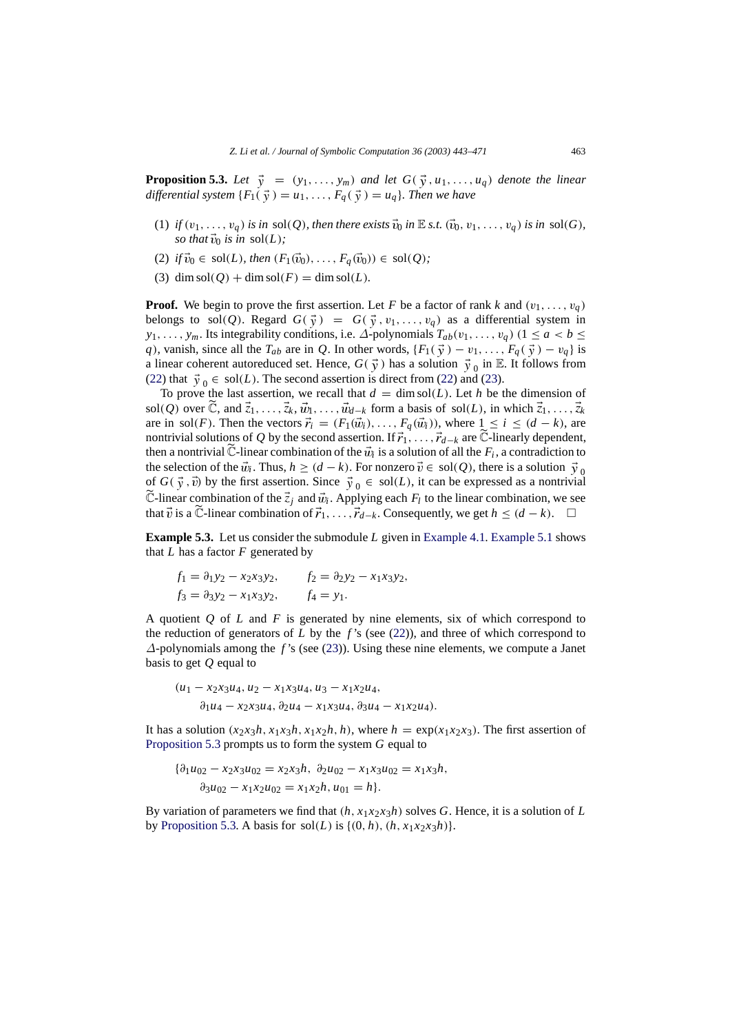**Proposition 5.3.** *Let* $\vec{y} = (y_1, \ldots, y_m)$ *and let* $G(\vec{y}, u_1, \ldots, u_q)$ *denote the linear differential system* $\{F_1(\vec{y}) = u_1, \ldots, F_q(\vec{y}) = u_q\}$. *Then we have*

(1) *if* $(v_1, \ldots, v_q)$ *is in* $\mathrm{sol}(Q)$, *then there exists* $\vec{v}_0$ *in* $\mathbb{E}$ *s.t.* $(\vec{v}_0, v_1, \ldots, v_q)$ *is in* $\mathrm{sol}(G)$, *so that* $\vec{v}_0$ *is in* $\mathrm{sol}(L)$;

(2) *if* $\vec{v}_0 \in \mathrm{sol}(L)$, *then* $(F_1(\vec{v}_0), \ldots, F_q(\vec{v}_0)) \in \mathrm{sol}(Q)$;

(3) $\dim \mathrm{sol}(Q) + \dim \mathrm{sol}(F) = \dim \mathrm{sol}(L)$.

**Proof.** We begin to prove the first assertion. Let $F$ be a factor of rank $k$ and $(v_1, \ldots, v_q)$ belongs to $\mathrm{sol}(Q)$. Regard $G(\vec{y}) = G(\vec{y}, v_1, \ldots, v_q)$ as a differential system in $y_1, \ldots, y_m$. Its integrability conditions, i.e. $\Delta$-polynomials $T_{ab}(v_1, \ldots, v_q)$ $(1 \le a < b \le q)$, vanish, since all the $T_{ab}$ are in $Q$. In other words, $\{F_1(\vec{y}) - v_1, \ldots, F_q(\vec{y}) - v_q\}$ is a linear coherent autoreduced set. Hence, $G(\vec{y})$ has a solution $\vec{y}_0$ in $\mathbb{E}$. It follows from (22) that $\vec{y}_0 \in \mathrm{sol}(L)$. The second assertion is direct from (22) and (23).

To prove the last assertion, we recall that $d = \dim \mathrm{sol}(L)$. Let $h$ be the dimension of $\mathrm{sol}(Q)$ over $\widetilde{\mathbb{C}}$, and $\vec{z}_1, \ldots, \vec{z}_k, \vec{w}_1, \ldots, \vec{w}_{d-k}$ form a basis of $\mathrm{sol}(L)$, in which $\vec{z}_1, \ldots, \vec{z}_k$ are in $\mathrm{sol}(F)$. Then the vectors $\vec{r}_i = (F_1(\vec{w}_i), \ldots, F_q(\vec{w}_i))$, where $1 \le i \le (d-k)$, are nontrivial solutions of $Q$ by the second assertion. If $\vec{r}_1, \ldots, \vec{r}_{d-k}$ are $\widetilde{\mathbb{C}}$-linearly dependent, then a nontrivial $\widetilde{\mathbb{C}}$-linear combination of the $\vec{w}_i$ is a solution of all the $F_i$, a contradiction to the selection of the $\vec{w}_i$. Thus, $h \ge (d-k)$. For nonzero $\vec{v} \in \mathrm{sol}(Q)$, there is a solution $\vec{y}_0$ of $G(\vec{y}, \vec{v})$ by the first assertion. Since $\vec{y}_0 \in \mathrm{sol}(L)$, it can be expressed as a nontrivial $\widetilde{\mathbb{C}}$-linear combination of the $\vec{z}_j$ and $\vec{w}_i$. Applying each $F_l$ to the linear combination, we see that $\vec{v}$ is a $\widetilde{\mathbb{C}}$-linear combination of $\vec{r}_1, \ldots, \vec{r}_{d-k}$. Consequently, we get $h \le (d-k)$. $\square$

**Example 5.3.** Let us consider the submodule $L$ given in Example 4.1. Example 5.1 shows that $L$ has a factor $F$ generated by

$$f_1 = \partial_1 y_2 - x_2 x_3 y_2, \qquad f_2 = \partial_2 y_2 - x_1 x_3 y_2,$$
$$f_3 = \partial_3 y_2 - x_1 x_3 y_2, \qquad f_4 = y_1.$$

A quotient $Q$ of $L$ and $F$ is generated by nine elements, six of which correspond to the reduction of generators of $L$ by the $f$'s (see (22)), and three of which correspond to $\Delta$-polynomials among the $f$'s (see (23)). Using these nine elements, we compute a Janet basis to get $Q$ equal to

$$(u_1 - x_2 x_3 u_4, u_2 - x_1 x_3 u_4, u_3 - x_1 x_2 u_4,$$
$$\partial_1 u_4 - x_2 x_3 u_4, \partial_2 u_4 - x_1 x_3 u_4, \partial_3 u_4 - x_1 x_2 u_4).$$

It has a solution $(x_2 x_3 h, x_1 x_3 h, x_1 x_2 h, h)$, where $h = \exp(x_1 x_2 x_3)$. The first assertion of Proposition 5.3 prompts us to form the system $G$ equal to

$$\{\partial_1 u_{02} - x_2 x_3 u_{02} = x_2 x_3 h,\ \partial_2 u_{02} - x_1 x_3 u_{02} = x_1 x_3 h,$$
$$\partial_3 u_{02} - x_1 x_2 u_{02} = x_1 x_2 h, u_{01} = h\}.$$

By variation of parameters we find that $(h, x_1 x_2 x_3 h)$ solves $G$. Hence, it is a solution of $L$ by Proposition 5.3. A basis for $\mathrm{sol}(L)$ is $\{(0, h), (h, x_1 x_2 x_3 h)\}$.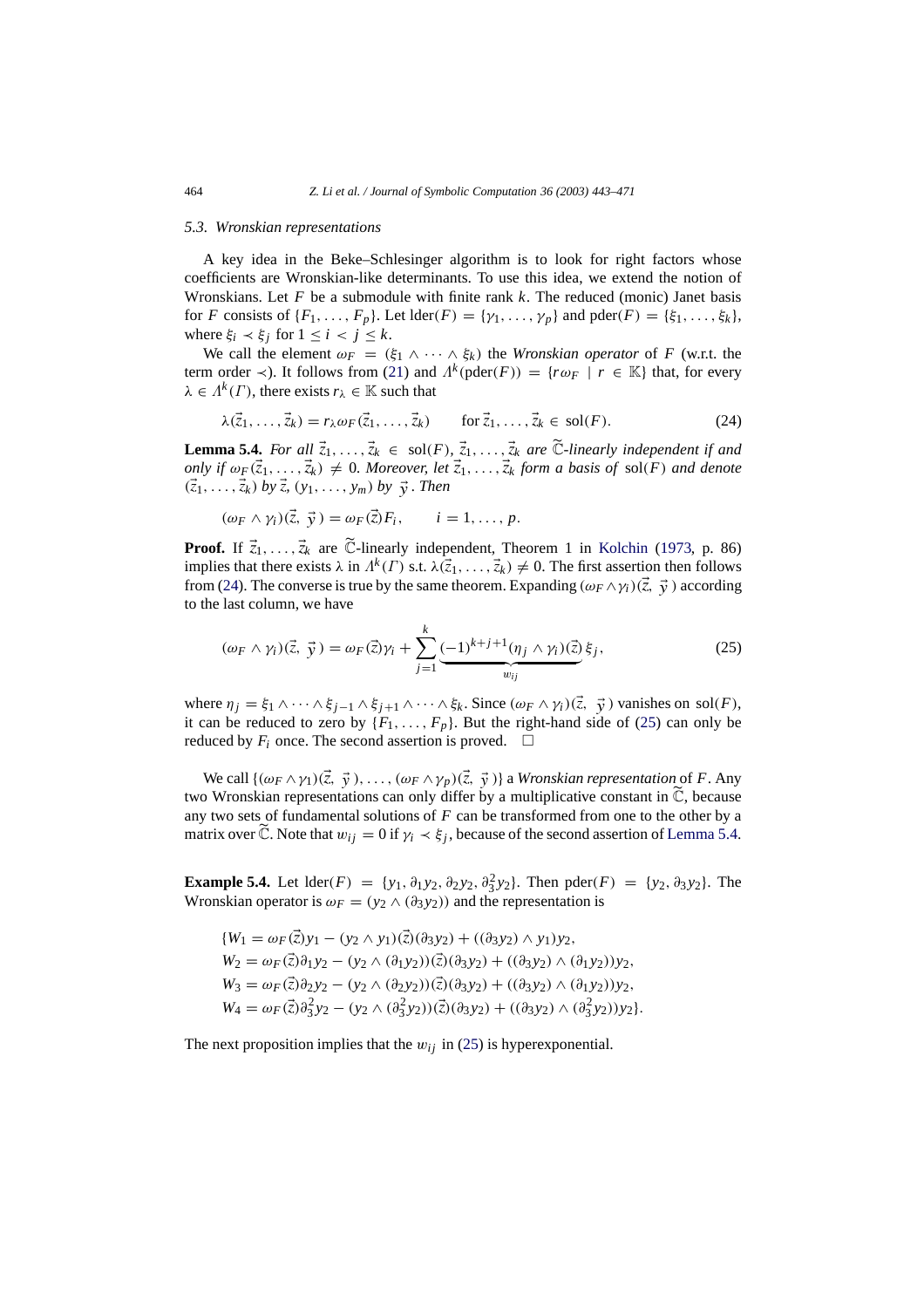### 5.3. Wronskian representations

A key idea in the Beke–Schlesinger algorithm is to look for right factors whose coefficients are Wronskian-like determinants. To use this idea, we extend the notion of Wronskians. Let $F$ be a submodule with finite rank $k$. The reduced (monic) Janet basis for $F$ consists of $\{F_1, \ldots, F_p\}$. Let $\mathrm{lder}(F) = \{\gamma_1, \ldots, \gamma_p\}$ and $\mathrm{pder}(F) = \{\xi_1, \ldots, \xi_k\}$, where $\xi_i \prec \xi_j$ for $1 \le i < j \le k$.

We call the element $\omega_F = (\xi_1 \wedge \cdots \wedge \xi_k)$ the *Wronskian operator* of $F$ (w.r.t. the term order $\prec$). It follows from (21) and $\Lambda^k(\mathrm{pder}(F)) = \{r\omega_F \mid r \in \mathbb{K}\}$ that, for every $\lambda \in \Lambda^k(\Gamma)$, there exists $r_\lambda \in \mathbb{K}$ such that

$$\lambda(\vec{z}_1, \ldots, \vec{z}_k) = r_\lambda \omega_F(\vec{z}_1, \ldots, \vec{z}_k) \qquad \text{for } \vec{z}_1, \ldots, \vec{z}_k \in \mathrm{sol}(F). \tag{24}$$

**Lemma 5.4.** *For all $\vec{z}_1, \ldots, \vec{z}_k \in \mathrm{sol}(F)$, $\vec{z}_1, \ldots, \vec{z}_k$ are $\widetilde{\mathbb{C}}$-linearly independent if and only if $\omega_F(\vec{z}_1, \ldots, \vec{z}_k) \neq 0$. Moreover, let $\vec{z}_1, \ldots, \vec{z}_k$ form a basis of $\mathrm{sol}(F)$ and denote $(\vec{z}_1, \ldots, \vec{z}_k)$ by $\vec{z}$, $(y_1, \ldots, y_m)$ by $\vec{y}$. Then*

$$(\omega_F \wedge \gamma_i)(\vec{z}, \vec{y}) = \omega_F(\vec{z}) F_i, \qquad i = 1, \ldots, p.$$

**Proof.** If $\vec{z}_1, \ldots, \vec{z}_k$ are $\widetilde{\mathbb{C}}$-linearly independent, Theorem 1 in Kolchin (1973, p. 86) implies that there exists $\lambda$ in $\Lambda^k(\Gamma)$ s.t. $\lambda(\vec{z}_1, \ldots, \vec{z}_k) \neq 0$. The first assertion then follows from (24). The converse is true by the same theorem. Expanding $(\omega_F \wedge \gamma_i)(\vec{z}, \vec{y})$ according to the last column, we have

$$(\omega_F \wedge \gamma_i)(\vec{z}, \vec{y}) = \omega_F(\vec{z})\gamma_i + \sum_{j=1}^{k} \underbrace{(-1)^{k+j+1}(\eta_j \wedge \gamma_i)(\vec{z})}_{w_{ij}} \xi_j, \tag{25}$$

where $\eta_j = \xi_1 \wedge \cdots \wedge \xi_{j-1} \wedge \xi_{j+1} \wedge \cdots \wedge \xi_k$. Since $(\omega_F \wedge \gamma_i)(\vec{z}, \vec{y})$ vanishes on $\mathrm{sol}(F)$, it can be reduced to zero by $\{F_1, \ldots, F_p\}$. But the right-hand side of (25) can only be reduced by $F_i$ once. The second assertion is proved. $\square$

We call $\{(\omega_F \wedge \gamma_1)(\vec{z}, \vec{y}), \ldots, (\omega_F \wedge \gamma_p)(\vec{z}, \vec{y})\}$ a *Wronskian representation* of $F$. Any two Wronskian representations can only differ by a multiplicative constant in $\widetilde{\mathbb{C}}$, because any two sets of fundamental solutions of $F$ can be transformed from one to the other by a matrix over $\widetilde{\mathbb{C}}$. Note that $w_{ij} = 0$ if $\gamma_i \prec \xi_j$, because of the second assertion of Lemma 5.4.

**Example 5.4.** Let $\mathrm{lder}(F) = \{y_1, \partial_1 y_2, \partial_2 y_2, \partial_3^2 y_2\}$. Then $\mathrm{pder}(F) = \{y_2, \partial_3 y_2\}$. The Wronskian operator is $\omega_F = (y_2 \wedge (\partial_3 y_2))$ and the representation is

$$\begin{aligned}
\{W_1 &= \omega_F(\vec{z})y_1 - (y_2 \wedge y_1)(\vec{z})(\partial_3 y_2) + ((\partial_3 y_2) \wedge y_1)y_2, \\
W_2 &= \omega_F(\vec{z})\partial_1 y_2 - (y_2 \wedge (\partial_1 y_2))(\vec{z})(\partial_3 y_2) + ((\partial_3 y_2) \wedge (\partial_1 y_2))y_2, \\
W_3 &= \omega_F(\vec{z})\partial_2 y_2 - (y_2 \wedge (\partial_2 y_2))(\vec{z})(\partial_3 y_2) + ((\partial_3 y_2) \wedge (\partial_1 y_2))y_2, \\
W_4 &= \omega_F(\vec{z})\partial_3^2 y_2 - (y_2 \wedge (\partial_3^2 y_2))(\vec{z})(\partial_3 y_2) + ((\partial_3 y_2) \wedge (\partial_3^2 y_2))y_2\}.
\end{aligned}$$

The next proposition implies that the $w_{ij}$ in (25) is hyperexponential.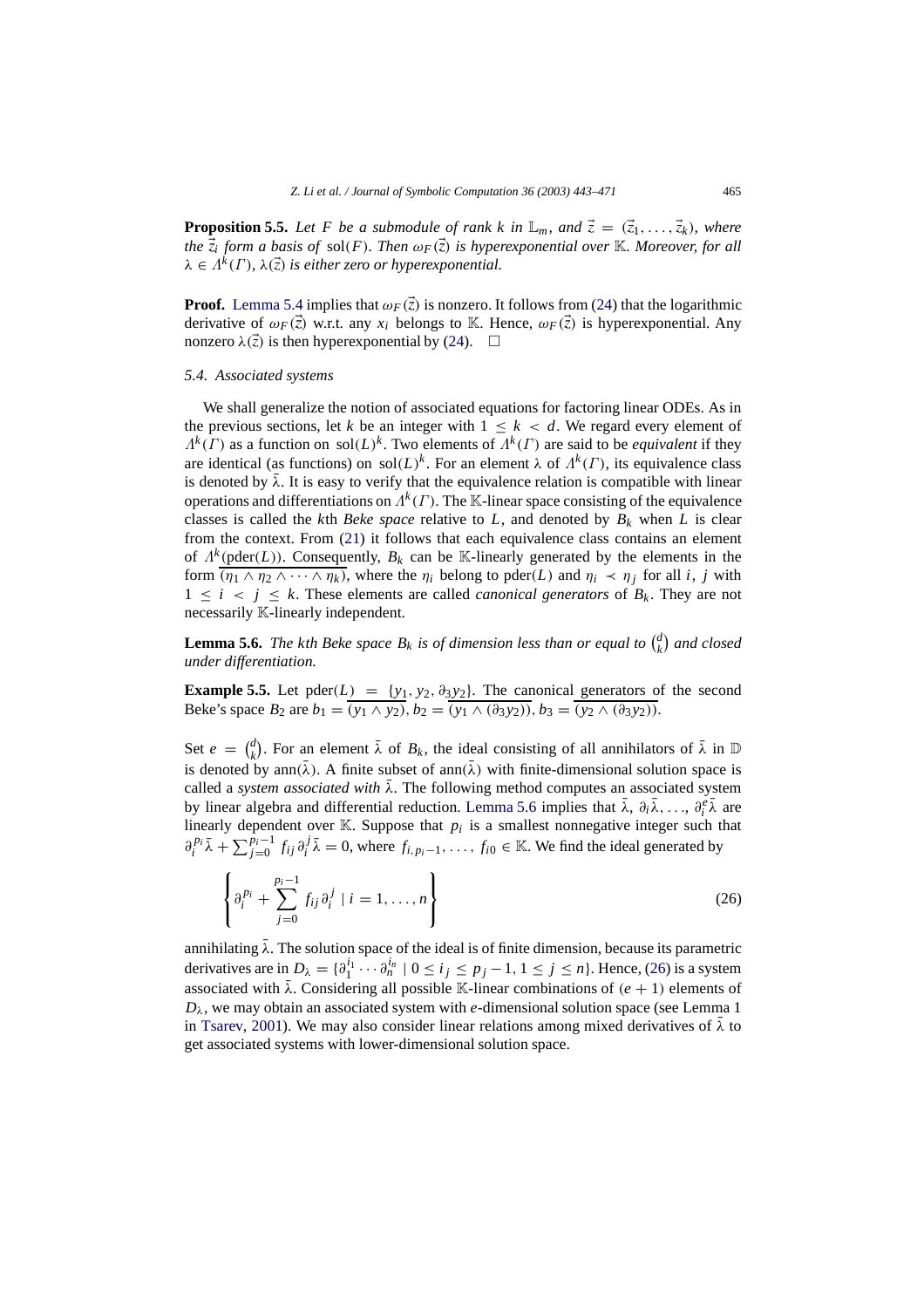**Proposition 5.5.** *Let $F$ be a submodule of rank $k$ in $\mathbb{L}_m$, and $\vec{z} = (\vec{z}_1, \ldots, \vec{z}_k)$, where the $\vec{z}_i$ form a basis of $\mathrm{sol}(F)$. Then $\omega_F(\vec{z})$ is hyperexponential over $\mathbb{K}$. Moreover, for all $\lambda \in \Lambda^k(\Gamma)$, $\lambda(\vec{z})$ is either zero or hyperexponential.*

**Proof.** Lemma 5.4 implies that $\omega_F(\vec{z})$ is nonzero. It follows from (24) that the logarithmic derivative of $\omega_F(\vec{z})$ w.r.t. any $x_i$ belongs to $\mathbb{K}$. Hence, $\omega_F(\vec{z})$ is hyperexponential. Any nonzero $\lambda(\vec{z})$ is then hyperexponential by (24). $\square$

### 5.4. Associated systems

We shall generalize the notion of associated equations for factoring linear ODEs. As in the previous sections, let $k$ be an integer with $1 \leq k < d$. We regard every element of $\Lambda^k(\Gamma)$ as a function on $\mathrm{sol}(L)^k$. Two elements of $\Lambda^k(\Gamma)$ are said to be *equivalent* if they are identical (as functions) on $\mathrm{sol}(L)^k$. For an element $\lambda$ of $\Lambda^k(\Gamma)$, its equivalence class is denoted by $\bar{\lambda}$. It is easy to verify that the equivalence relation is compatible with linear operations and differentiations on $\Lambda^k(\Gamma)$. The $\mathbb{K}$-linear space consisting of the equivalence classes is called the $k$th *Beke space* relative to $L$, and denoted by $B_k$ when $L$ is clear from the context. From (21) it follows that each equivalence class contains an element of $\Lambda^k(\mathrm{pder}(L))$. Consequently, $B_k$ can be $\mathbb{K}$-linearly generated by the elements in the form $\overline{(\eta_1 \wedge \eta_2 \wedge \cdots \wedge \eta_k)}$, where the $\eta_i$ belong to $\mathrm{pder}(L)$ and $\eta_i \prec \eta_j$ for all $i$, $j$ with $1 \leq i < j \leq k$. These elements are called *canonical generators* of $B_k$. They are not necessarily $\mathbb{K}$-linearly independent.

**Lemma 5.6.** *The $k$th Beke space $B_k$ is of dimension less than or equal to $\binom{d}{k}$ and closed under differentiation.*

**Example 5.5.** Let $\mathrm{pder}(L) = \{y_1, y_2, \partial_3 y_2\}$. The canonical generators of the second Beke's space $B_2$ are $b_1 = \overline{(y_1 \wedge y_2)}$, $b_2 = \overline{(y_1 \wedge (\partial_3 y_2))}$, $b_3 = \overline{(y_2 \wedge (\partial_3 y_2))}$.

Set $e = \binom{d}{k}$. For an element $\bar{\lambda}$ of $B_k$, the ideal consisting of all annihilators of $\bar{\lambda}$ in $\mathbb{D}$ is denoted by $\mathrm{ann}(\bar{\lambda})$. A finite subset of $\mathrm{ann}(\bar{\lambda})$ with finite-dimensional solution space is called a *system associated with* $\bar{\lambda}$. The following method computes an associated system by linear algebra and differential reduction. Lemma 5.6 implies that $\bar{\lambda}$, $\partial_i \bar{\lambda}, \ldots, \partial_i^e \bar{\lambda}$ are linearly dependent over $\mathbb{K}$. Suppose that $p_i$ is a smallest nonnegative integer such that $\partial_i^{p_i} \bar{\lambda} + \sum_{j=0}^{p_i - 1} f_{ij} \partial_i^j \bar{\lambda} = 0$, where $f_{i,p_i-1}, \ldots, f_{i0} \in \mathbb{K}$. We find the ideal generated by

$$\left\{ \partial_i^{p_i} + \sum_{j=0}^{p_i - 1} f_{ij} \partial_i^j \mid i = 1, \ldots, n \right\} \tag{26}$$

annihilating $\bar{\lambda}$. The solution space of the ideal is of finite dimension, because its parametric derivatives are in $D_\lambda = \{\partial_1^{i_1} \cdots \partial_n^{i_n} \mid 0 \leq i_j \leq p_j - 1, 1 \leq j \leq n\}$. Hence, (26) is a system associated with $\bar{\lambda}$. Considering all possible $\mathbb{K}$-linear combinations of $(e+1)$ elements of $D_\lambda$, we may obtain an associated system with $e$-dimensional solution space (see Lemma 1 in Tsarev, 2001). We may also consider linear relations among mixed derivatives of $\bar{\lambda}$ to get associated systems with lower-dimensional solution space.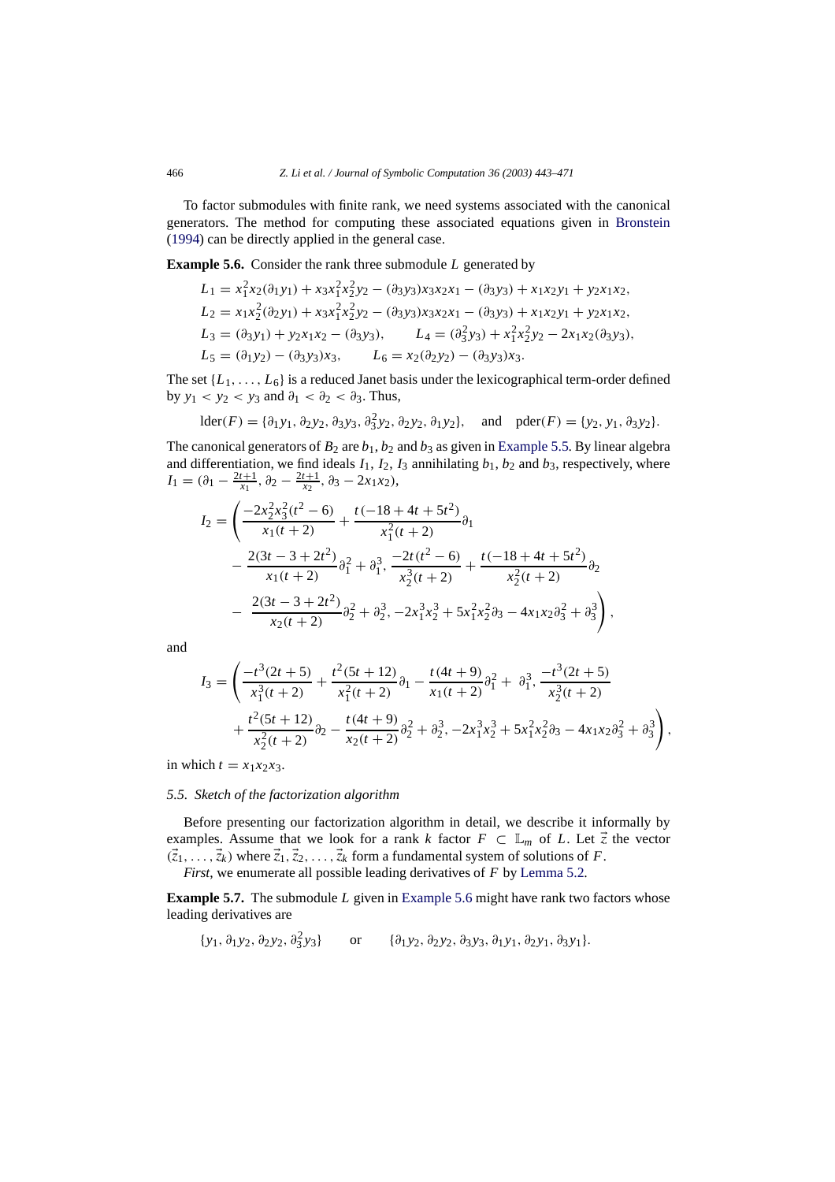To factor submodules with finite rank, we need systems associated with the canonical generators. The method for computing these associated equations given in Bronstein (1994) can be directly applied in the general case.

**Example 5.6.** Consider the rank three submodule $L$ generated by

$$
\begin{aligned}
L_1 &= x_1^2x_2(\partial_1 y_1) + x_3x_1^2x_2^2y_2 - (\partial_3 y_3)x_3x_2x_1 - (\partial_3 y_3) + x_1x_2y_1 + y_2x_1x_2,\\
L_2 &= x_1x_2^2(\partial_2 y_1) + x_3x_1^2x_2^2y_2 - (\partial_3 y_3)x_3x_2x_1 - (\partial_3 y_3) + x_1x_2y_1 + y_2x_1x_2,\\
L_3 &= (\partial_3 y_1) + y_2x_1x_2 - (\partial_3 y_3), \qquad L_4 = (\partial_3^2 y_3) + x_1^2x_2^2y_2 - 2x_1x_2(\partial_3 y_3),\\
L_5 &= (\partial_1 y_2) - (\partial_3 y_3)x_3, \qquad L_6 = x_2(\partial_2 y_2) - (\partial_3 y_3)x_3.
\end{aligned}
$$

The set $\{L_1, \ldots, L_6\}$ is a reduced Janet basis under the lexicographical term-order defined by $y_1 < y_2 < y_3$ and $\partial_1 < \partial_2 < \partial_3$. Thus,

$$
\text{lder}(F) = \{\partial_1 y_1, \partial_2 y_2, \partial_3 y_3, \partial_3^2 y_2, \partial_2 y_2, \partial_1 y_2\}, \quad \text{and} \quad \text{pder}(F) = \{y_2, y_1, \partial_3 y_2\}.
$$

The canonical generators of $B_2$ are $b_1$, $b_2$ and $b_3$ as given in Example 5.5. By linear algebra and differentiation, we find ideals $I_1$, $I_2$, $I_3$ annihilating $b_1$, $b_2$ and $b_3$, respectively, where $I_1 = (\partial_1 - \frac{2t+1}{x_1}, \partial_2 - \frac{2t+1}{x_2}, \partial_3 - 2x_1x_2)$,

$$
\begin{aligned}
I_2 = \Bigg( &\frac{-2x_2^2x_3^2(t^2-6)}{x_1(t+2)} + \frac{t(-18+4t+5t^2)}{x_1^2(t+2)}\partial_1 \\
&- \frac{2(3t-3+2t^2)}{x_1(t+2)}\partial_1^2 + \partial_1^3, \frac{-2t(t^2-6)}{x_2^3(t+2)} + \frac{t(-18+4t+5t^2)}{x_2^2(t+2)}\partial_2 \\
&- \frac{2(3t-3+2t^2)}{x_2(t+2)}\partial_2^2 + \partial_2^3, -2x_1^3x_2^3 + 5x_1^2x_2^2\partial_3 - 4x_1x_2\partial_3^2 + \partial_3^3 \Bigg),
\end{aligned}
$$

and

$$
\begin{aligned}
I_3 = \Bigg( &\frac{-t^3(2t+5)}{x_1^3(t+2)} + \frac{t^2(5t+12)}{x_1^2(t+2)}\partial_1 - \frac{t(4t+9)}{x_1(t+2)}\partial_1^2 + \partial_1^3, \frac{-t^3(2t+5)}{x_2^3(t+2)} \\
&+ \frac{t^2(5t+12)}{x_2^2(t+2)}\partial_2 - \frac{t(4t+9)}{x_2(t+2)}\partial_2^2 + \partial_2^3, -2x_1^3x_2^3 + 5x_1^2x_2^2\partial_3 - 4x_1x_2\partial_3^2 + \partial_3^3 \Bigg),
\end{aligned}
$$

in which $t = x_1x_2x_3$.

### 5.5. Sketch of the factorization algorithm

Before presenting our factorization algorithm in detail, we describe it informally by examples. Assume that we look for a rank $k$ factor $F \subset \mathbb{L}_m$ of $L$. Let $\vec{z}$ the vector $(\vec{z}_1, \ldots, \vec{z}_k)$ where $\vec{z}_1, \vec{z}_2, \ldots, \vec{z}_k$ form a fundamental system of solutions of $F$.

*First*, we enumerate all possible leading derivatives of $F$ by Lemma 5.2.

**Example 5.7.** The submodule $L$ given in Example 5.6 might have rank two factors whose leading derivatives are

$$
\{y_1, \partial_1 y_2, \partial_2 y_2, \partial_3^2 y_3\} \qquad \text{or} \qquad \{\partial_1 y_2, \partial_2 y_2, \partial_3 y_3, \partial_1 y_1, \partial_2 y_1, \partial_3 y_1\}.
$$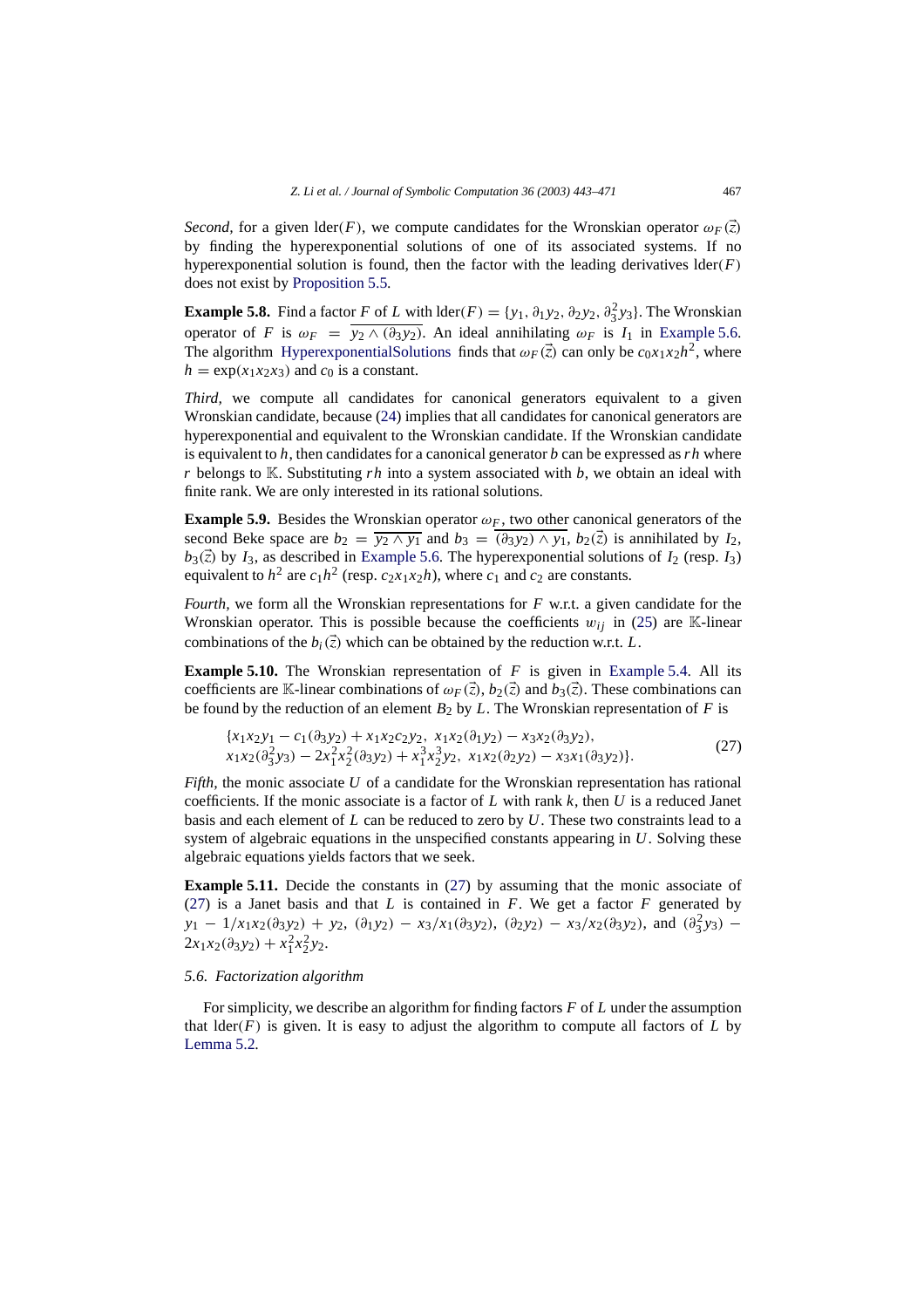*Second*, for a given $\text{lder}(F)$, we compute candidates for the Wronskian operator $\omega_F(\vec{z})$ by finding the hyperexponential solutions of one of its associated systems. If no hyperexponential solution is found, then the factor with the leading derivatives $\text{lder}(F)$ does not exist by Proposition 5.5.

**Example 5.8.** Find a factor $F$ of $L$ with $\text{lder}(F) = \{y_1, \partial_1 y_2, \partial_2 y_2, \partial_3^2 y_3\}$. The Wronskian operator of $F$ is $\omega_F = \overline{y_2 \wedge (\partial_3 y_2)}$. An ideal annihilating $\omega_F$ is $I_1$ in Example 5.6. The algorithm HyperexponentialSolutions finds that $\omega_F(\vec{z})$ can only be $c_0 x_1 x_2 h^2$, where $h = \exp(x_1 x_2 x_3)$ and $c_0$ is a constant.

*Third*, we compute all candidates for canonical generators equivalent to a given Wronskian candidate, because (24) implies that all candidates for canonical generators are hyperexponential and equivalent to the Wronskian candidate. If the Wronskian candidate is equivalent to $h$, then candidates for a canonical generator $b$ can be expressed as $rh$ where $r$ belongs to $\mathbb{K}$. Substituting $rh$ into a system associated with $b$, we obtain an ideal with finite rank. We are only interested in its rational solutions.

**Example 5.9.** Besides the Wronskian operator $\omega_F$, two other canonical generators of the second Beke space are $b_2 = \overline{y_2 \wedge y_1}$ and $b_3 = \overline{(\partial_3 y_2) \wedge y_1}$. $b_2(\vec{z})$ is annihilated by $I_2$, $b_3(\vec{z})$ by $I_3$, as described in Example 5.6. The hyperexponential solutions of $I_2$ (resp. $I_3$) equivalent to $h^2$ are $c_1 h^2$ (resp. $c_2 x_1 x_2 h$), where $c_1$ and $c_2$ are constants.

*Fourth*, we form all the Wronskian representations for $F$ w.r.t. a given candidate for the Wronskian operator. This is possible because the coefficients $w_{ij}$ in (25) are $\mathbb{K}$-linear combinations of the $b_i(\vec{z})$ which can be obtained by the reduction w.r.t. $L$.

**Example 5.10.** The Wronskian representation of $F$ is given in Example 5.4. All its coefficients are $\mathbb{K}$-linear combinations of $\omega_F(\vec{z})$, $b_2(\vec{z})$ and $b_3(\vec{z})$. These combinations can be found by the reduction of an element $B_2$ by $L$. The Wronskian representation of $F$ is

$$
\begin{aligned}
&\{x_1 x_2 y_1 - c_1(\partial_3 y_2) + x_1 x_2 c_2 y_2,\ x_1 x_2(\partial_1 y_2) - x_3 x_2(\partial_3 y_2),\\
&x_1 x_2(\partial_3^2 y_3) - 2x_1^2 x_2^2(\partial_3 y_2) + x_1^3 x_2^3 y_2,\ x_1 x_2(\partial_2 y_2) - x_3 x_1(\partial_3 y_2)\}.
\end{aligned} \tag{27}
$$

*Fifth*, the monic associate $U$ of a candidate for the Wronskian representation has rational coefficients. If the monic associate is a factor of $L$ with rank $k$, then $U$ is a reduced Janet basis and each element of $L$ can be reduced to zero by $U$. These two constraints lead to a system of algebraic equations in the unspecified constants appearing in $U$. Solving these algebraic equations yields factors that we seek.

**Example 5.11.** Decide the constants in (27) by assuming that the monic associate of (27) is a Janet basis and that $L$ is contained in $F$. We get a factor $F$ generated by $y_1 - 1/x_1 x_2(\partial_3 y_2) + y_2$, $(\partial_1 y_2) - x_3/x_1(\partial_3 y_2)$, $(\partial_2 y_2) - x_3/x_2(\partial_3 y_2)$, and $(\partial_3^2 y_3) - 2x_1 x_2(\partial_3 y_2) + x_1^2 x_2^2 y_2$.

### *5.6. Factorization algorithm*

For simplicity, we describe an algorithm for finding factors $F$ of $L$ under the assumption that $\text{lder}(F)$ is given. It is easy to adjust the algorithm to compute all factors of $L$ by Lemma 5.2.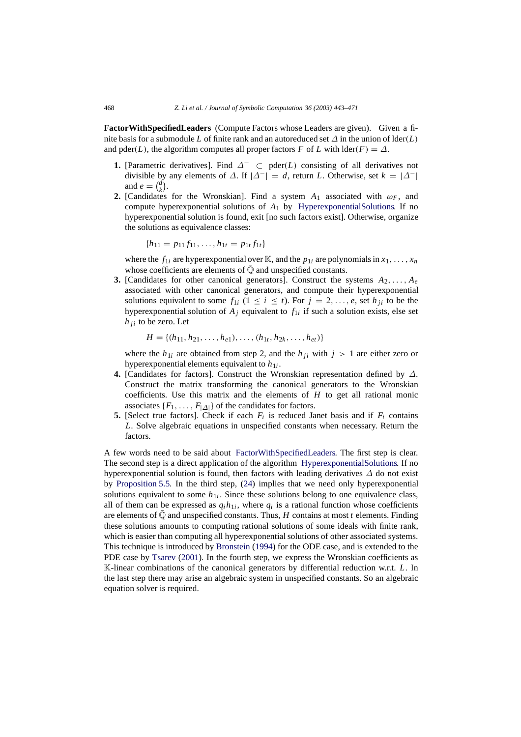**FactorWithSpecifiedLeaders** (Compute Factors whose Leaders are given). Given a finite basis for a submodule $L$ of finite rank and an autoreduced set $\Delta$ in the union of $\text{lder}(L)$ and $\text{pder}(L)$, the algorithm computes all proper factors $F$ of $L$ with $\text{lder}(F) = \Delta$.

1. **1.** [Parametric derivatives]. Find $\Delta^- \subset \text{pder}(L)$ consisting of all derivatives not divisible by any elements of $\Delta$. If $|\Delta^-| = d$, return $L$. Otherwise, set $k = |\Delta^-|$ and $e = \binom{d}{k}$.
2. **2.** [Candidates for the Wronskian]. Find a system $A_1$ associated with $\omega_F$, and compute hyperexponential solutions of $A_1$ by HyperexponentialSolutions. If no hyperexponential solution is found, exit [no such factors exist]. Otherwise, organize the solutions as equivalence classes:

   $$\{h_{11} = p_{11} f_{11}, \ldots, h_{1t} = p_{1t} f_{1t}\}$$

   where the $f_{1i}$ are hyperexponential over $\mathbb{K}$, and the $p_{1i}$ are polynomials in $x_1, \ldots, x_n$ whose coefficients are elements of $\bar{\mathbb{Q}}$ and unspecified constants.
3. **3.** [Candidates for other canonical generators]. Construct the systems $A_2, \ldots, A_e$ associated with other canonical generators, and compute their hyperexponential solutions equivalent to some $f_{1i}$ $(1 \leq i \leq t)$. For $j = 2, \ldots, e$, set $h_{ji}$ to be the hyperexponential solution of $A_j$ equivalent to $f_{1i}$ if such a solution exists, else set $h_{ji}$ to be zero. Let

   $$H = \{(h_{11}, h_{21}, \ldots, h_{e1}), \ldots, (h_{1t}, h_{2k}, \ldots, h_{et})\}$$

   where the $h_{1i}$ are obtained from step 2, and the $h_{ji}$ with $j > 1$ are either zero or hyperexponential elements equivalent to $h_{1i}$.
4. **4.** [Candidates for factors]. Construct the Wronskian representation defined by $\Delta$. Construct the matrix transforming the canonical generators to the Wronskian coefficients. Use this matrix and the elements of $H$ to get all rational monic associates $\{F_1, \ldots, F_{|\Delta|}\}$ of the candidates for factors.
5. **5.** [Select true factors]. Check if each $F_i$ is reduced Janet basis and if $F_i$ contains $L$. Solve algebraic equations in unspecified constants when necessary. Return the factors.

A few words need to be said about FactorWithSpecifiedLeaders. The first step is clear. The second step is a direct application of the algorithm HyperexponentialSolutions. If no hyperexponential solution is found, then factors with leading derivatives $\Delta$ do not exist by Proposition 5.5. In the third step, (24) implies that we need only hyperexponential solutions equivalent to some $h_{1i}$. Since these solutions belong to one equivalence class, all of them can be expressed as $q_i h_{1i}$, where $q_i$ is a rational function whose coefficients are elements of $\bar{\mathbb{Q}}$ and unspecified constants. Thus, $H$ contains at most $t$ elements. Finding these solutions amounts to computing rational solutions of some ideals with finite rank, which is easier than computing all hyperexponential solutions of other associated systems. This technique is introduced by Bronstein (1994) for the ODE case, and is extended to the PDE case by Tsarev (2001). In the fourth step, we express the Wronskian coefficients as $\mathbb{K}$-linear combinations of the canonical generators by differential reduction w.r.t. $L$. In the last step there may arise an algebraic system in unspecified constants. So an algebraic equation solver is required.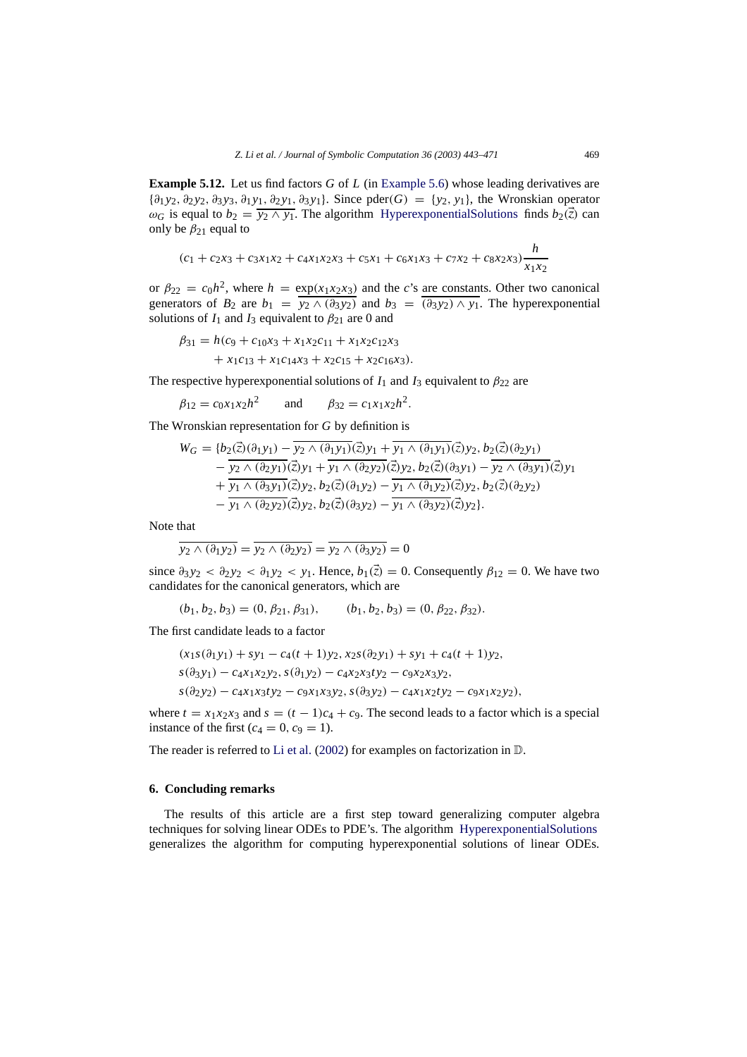**Example 5.12.** Let us find factors $G$ of $L$ (in Example 5.6) whose leading derivatives are $\{\partial_1 y_2, \partial_2 y_2, \partial_3 y_3, \partial_1 y_1, \partial_2 y_1, \partial_3 y_1\}$. Since $\mathrm{pder}(G) = \{y_2, y_1\}$, the Wronskian operator $\omega_G$ is equal to $b_2 = \overline{y_2 \wedge y_1}$. The algorithm HyperexponentialSolutions finds $b_2(\vec{z})$ can only be $\beta_{21}$ equal to

$$(c_1 + c_2 x_3 + c_3 x_1 x_2 + c_4 x_1 x_2 x_3 + c_5 x_1 + c_6 x_1 x_3 + c_7 x_2 + c_8 x_2 x_3)\frac{h}{x_1 x_2}$$

or $\beta_{22} = c_0 h^2$, where $h = \exp(x_1 x_2 x_3)$ and the $c$'s are constants. Other two canonical generators of $B_2$ are $b_1 = \overline{y_2 \wedge (\partial_3 y_2)}$ and $b_3 = \overline{(\partial_3 y_2) \wedge y_1}$. The hyperexponential solutions of $I_1$ and $I_3$ equivalent to $\beta_{21}$ are 0 and

$$\begin{aligned}
\beta_{31} = h(&c_9 + c_{10} x_3 + x_1 x_2 c_{11} + x_1 x_2 c_{12} x_3 \\
&+ x_1 c_{13} + x_1 c_{14} x_3 + x_2 c_{15} + x_2 c_{16} x_3).
\end{aligned}$$

The respective hyperexponential solutions of $I_1$ and $I_3$ equivalent to $\beta_{22}$ are

$$\beta_{12} = c_0 x_1 x_2 h^2 \qquad \text{and} \qquad \beta_{32} = c_1 x_1 x_2 h^2.$$

The Wronskian representation for $G$ by definition is

$$\begin{aligned}
W_G = \{&b_2(\vec{z})(\partial_1 y_1) - \overline{y_2 \wedge (\partial_1 y_1)}(\vec{z}) y_1 + \overline{y_1 \wedge (\partial_1 y_1)}(\vec{z}) y_2, b_2(\vec{z})(\partial_2 y_1) \\
&- \overline{y_2 \wedge (\partial_2 y_1)}(\vec{z}) y_1 + \overline{y_1 \wedge (\partial_2 y_2)}(\vec{z}) y_2, b_2(\vec{z})(\partial_3 y_1) - \overline{y_2 \wedge (\partial_3 y_1)}(\vec{z}) y_1 \\
&+ \overline{y_1 \wedge (\partial_3 y_1)}(\vec{z}) y_2, b_2(\vec{z})(\partial_1 y_2) - \overline{y_1 \wedge (\partial_1 y_2)}(\vec{z}) y_2, b_2(\vec{z})(\partial_2 y_2) \\
&- \overline{y_1 \wedge (\partial_2 y_2)}(\vec{z}) y_2, b_2(\vec{z})(\partial_3 y_2) - \overline{y_1 \wedge (\partial_3 y_2)}(\vec{z}) y_2\}.
\end{aligned}$$

Note that

$$\overline{y_2 \wedge (\partial_1 y_2)} = \overline{y_2 \wedge (\partial_2 y_2)} = \overline{y_2 \wedge (\partial_3 y_2)} = 0$$

since $\partial_3 y_2 < \partial_2 y_2 < \partial_1 y_2 < y_1$. Hence, $b_1(\vec{z}) = 0$. Consequently $\beta_{12} = 0$. We have two candidates for the canonical generators, which are

$$(b_1, b_2, b_3) = (0, \beta_{21}, \beta_{31}), \qquad (b_1, b_2, b_3) = (0, \beta_{22}, \beta_{32}).$$

The first candidate leads to a factor

$$\begin{aligned}
&(x_1 s(\partial_1 y_1) + s y_1 - c_4(t+1) y_2, x_2 s(\partial_2 y_1) + s y_1 + c_4(t+1) y_2, \\
&s(\partial_3 y_1) - c_4 x_1 x_2 y_2, s(\partial_1 y_2) - c_4 x_2 x_3 t y_2 - c_9 x_2 x_3 y_2, \\
&s(\partial_2 y_2) - c_4 x_1 x_3 t y_2 - c_9 x_1 x_3 y_2, s(\partial_3 y_2) - c_4 x_1 x_2 t y_2 - c_9 x_1 x_2 y_2),
\end{aligned}$$

where $t = x_1 x_2 x_3$ and $s = (t-1)c_4 + c_9$. The second leads to a factor which is a special instance of the first ($c_4 = 0$, $c_9 = 1$).

The reader is referred to Li et al. (2002) for examples on factorization in $\mathbb{D}$.

## 6. Concluding remarks

The results of this article are a first step toward generalizing computer algebra techniques for solving linear ODEs to PDE's. The algorithm HyperexponentialSolutions generalizes the algorithm for computing hyperexponential solutions of linear ODEs.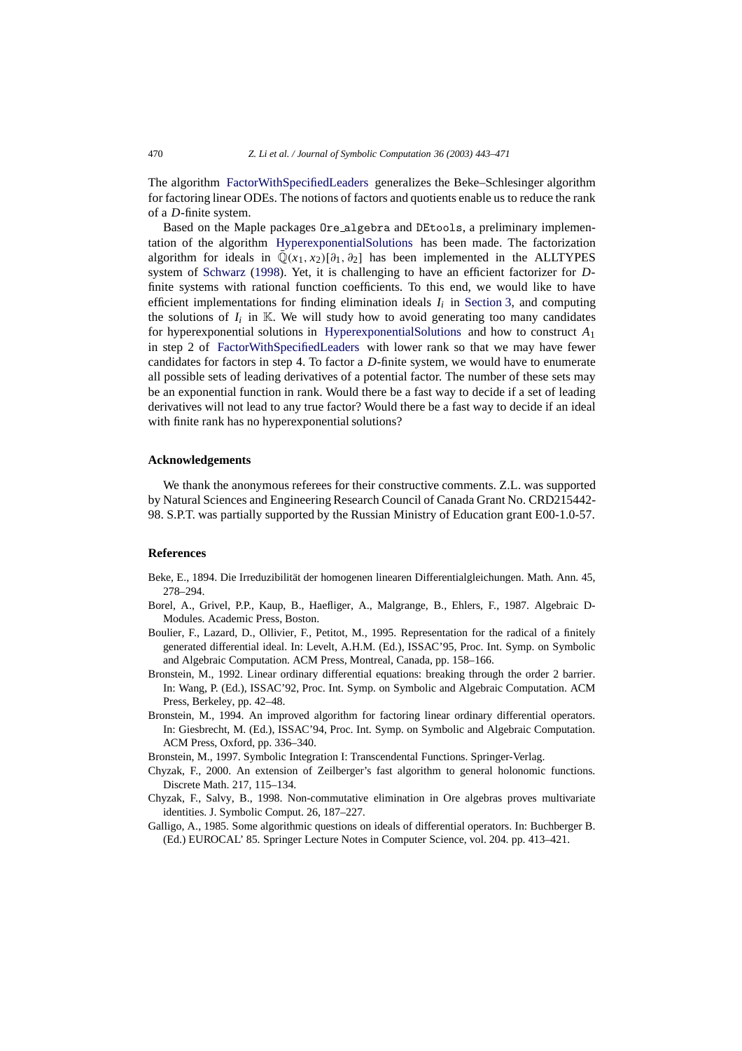The algorithm FactorWithSpecifiedLeaders generalizes the Beke–Schlesinger algorithm for factoring linear ODEs. The notions of factors and quotients enable us to reduce the rank of a $D$-finite system.

Based on the Maple packages `Ore_algebra` and `DEtools`, a preliminary implementation of the algorithm HyperexponentialSolutions has been made. The factorization algorithm for ideals in $\bar{\mathbb{Q}}(x_1, x_2)[\partial_1, \partial_2]$ has been implemented in the ALLTYPES system of Schwarz (1998). Yet, it is challenging to have an efficient factorizer for $D$-finite systems with rational function coefficients. To this end, we would like to have efficient implementations for finding elimination ideals $I_i$ in Section 3, and computing the solutions of $I_i$ in $\mathbb{K}$. We will study how to avoid generating too many candidates for hyperexponential solutions in HyperexponentialSolutions and how to construct $A_1$ in step 2 of FactorWithSpecifiedLeaders with lower rank so that we may have fewer candidates for factors in step 4. To factor a $D$-finite system, we would have to enumerate all possible sets of leading derivatives of a potential factor. The number of these sets may be an exponential function in rank. Would there be a fast way to decide if a set of leading derivatives will not lead to any true factor? Would there be a fast way to decide if an ideal with finite rank has no hyperexponential solutions?

## Acknowledgements

We thank the anonymous referees for their constructive comments. Z.L. was supported by Natural Sciences and Engineering Research Council of Canada Grant No. CRD215442-98. S.P.T. was partially supported by the Russian Ministry of Education grant E00-1.0-57.

## References

Beke, E., 1894. Die Irreduzibilität der homogenen linearen Differentialgleichungen. Math. Ann. 45, 278–294.

Borel, A., Grivel, P.P., Kaup, B., Haefliger, A., Malgrange, B., Ehlers, F., 1987. Algebraic D-Modules. Academic Press, Boston.

Boulier, F., Lazard, D., Ollivier, F., Petitot, M., 1995. Representation for the radical of a finitely generated differential ideal. In: Levelt, A.H.M. (Ed.), ISSAC'95, Proc. Int. Symp. on Symbolic and Algebraic Computation. ACM Press, Montreal, Canada, pp. 158–166.

Bronstein, M., 1992. Linear ordinary differential equations: breaking through the order 2 barrier. In: Wang, P. (Ed.), ISSAC'92, Proc. Int. Symp. on Symbolic and Algebraic Computation. ACM Press, Berkeley, pp. 42–48.

Bronstein, M., 1994. An improved algorithm for factoring linear ordinary differential operators. In: Giesbrecht, M. (Ed.), ISSAC'94, Proc. Int. Symp. on Symbolic and Algebraic Computation. ACM Press, Oxford, pp. 336–340.

Bronstein, M., 1997. Symbolic Integration I: Transcendental Functions. Springer-Verlag.

Chyzak, F., 2000. An extension of Zeilberger's fast algorithm to general holonomic functions. Discrete Math. 217, 115–134.

Chyzak, F., Salvy, B., 1998. Non-commutative elimination in Ore algebras proves multivariate identities. J. Symbolic Comput. 26, 187–227.

Galligo, A., 1985. Some algorithmic questions on ideals of differential operators. In: Buchberger B. (Ed.) EUROCAL' 85. Springer Lecture Notes in Computer Science, vol. 204. pp. 413–421.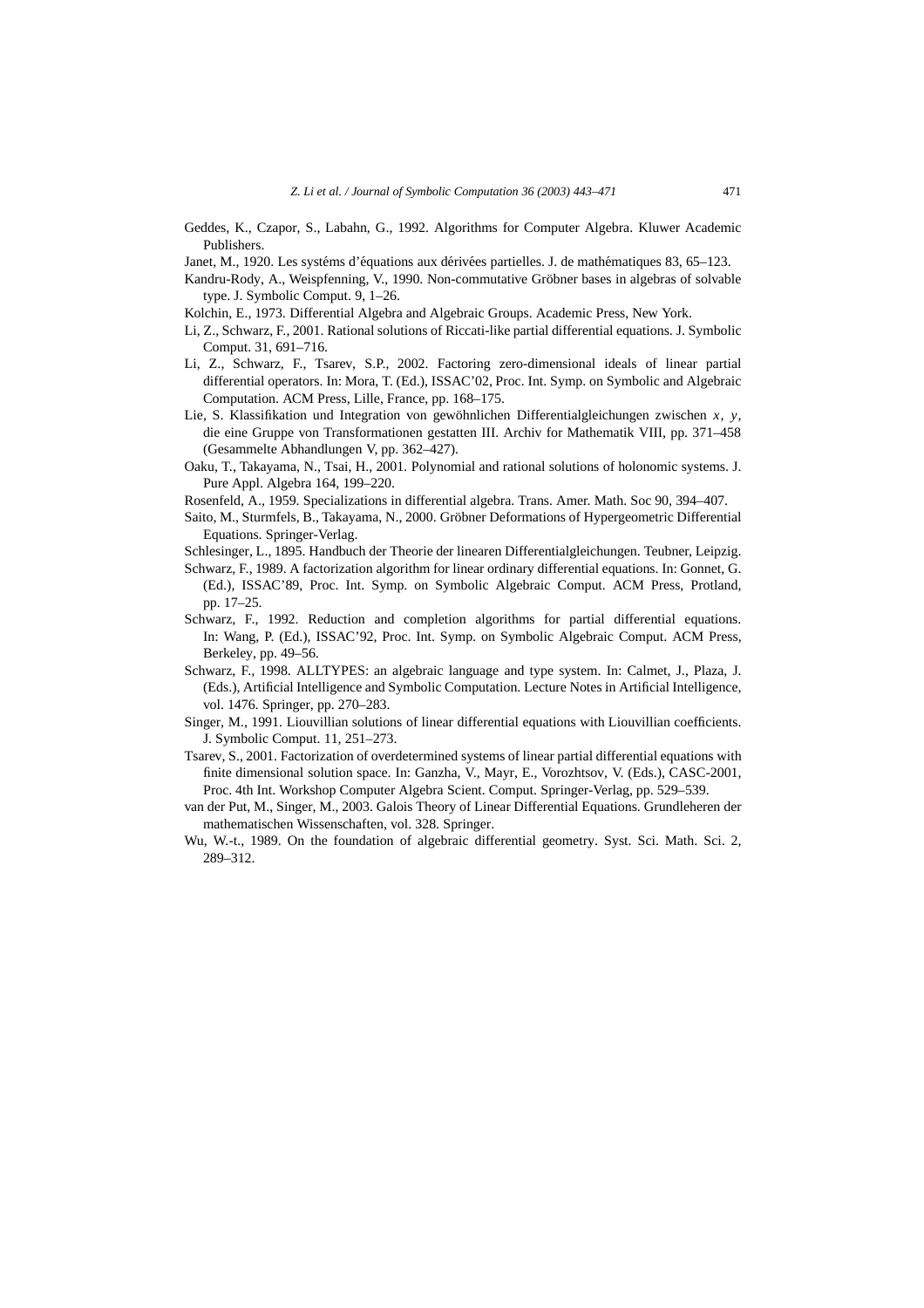Geddes, K., Czapor, S., Labahn, G., 1992. Algorithms for Computer Algebra. Kluwer Academic Publishers.

Janet, M., 1920. Les systéms d'équations aux dérivées partielles. J. de mathématiques 83, 65–123.

Kandru-Rody, A., Weispfenning, V., 1990. Non-commutative Gröbner bases in algebras of solvable type. J. Symbolic Comput. 9, 1–26.

Kolchin, E., 1973. Differential Algebra and Algebraic Groups. Academic Press, New York.

Li, Z., Schwarz, F., 2001. Rational solutions of Riccati-like partial differential equations. J. Symbolic Comput. 31, 691–716.

Li, Z., Schwarz, F., Tsarev, S.P., 2002. Factoring zero-dimensional ideals of linear partial differential operators. In: Mora, T. (Ed.), ISSAC'02, Proc. Int. Symp. on Symbolic and Algebraic Computation. ACM Press, Lille, France, pp. 168–175.

Lie, S. Klassifikation und Integration von gewöhnlichen Differentialgleichungen zwischen $x$, $y$, die eine Gruppe von Transformationen gestatten III. Archiv for Mathematik VIII, pp. 371–458 (Gesammelte Abhandlungen V, pp. 362–427).

Oaku, T., Takayama, N., Tsai, H., 2001. Polynomial and rational solutions of holonomic systems. J. Pure Appl. Algebra 164, 199–220.

Rosenfeld, A., 1959. Specializations in differential algebra. Trans. Amer. Math. Soc 90, 394–407.

Saito, M., Sturmfels, B., Takayama, N., 2000. Gröbner Deformations of Hypergeometric Differential Equations. Springer-Verlag.

Schlesinger, L., 1895. Handbuch der Theorie der linearen Differentialgleichungen. Teubner, Leipzig.

Schwarz, F., 1989. A factorization algorithm for linear ordinary differential equations. In: Gonnet, G. (Ed.), ISSAC'89, Proc. Int. Symp. on Symbolic Algebraic Comput. ACM Press, Protland, pp. 17–25.

Schwarz, F., 1992. Reduction and completion algorithms for partial differential equations. In: Wang, P. (Ed.), ISSAC'92, Proc. Int. Symp. on Symbolic Algebraic Comput. ACM Press, Berkeley, pp. 49–56.

Schwarz, F., 1998. ALLTYPES: an algebraic language and type system. In: Calmet, J., Plaza, J. (Eds.), Artificial Intelligence and Symbolic Computation. Lecture Notes in Artificial Intelligence, vol. 1476. Springer, pp. 270–283.

Singer, M., 1991. Liouvillian solutions of linear differential equations with Liouvillian coefficients. J. Symbolic Comput. 11, 251–273.

Tsarev, S., 2001. Factorization of overdetermined systems of linear partial differential equations with finite dimensional solution space. In: Ganzha, V., Mayr, E., Vorozhtsov, V. (Eds.), CASC-2001, Proc. 4th Int. Workshop Computer Algebra Scient. Comput. Springer-Verlag, pp. 529–539.

van der Put, M., Singer, M., 2003. Galois Theory of Linear Differential Equations. Grundleheren der mathematischen Wissenschaften, vol. 328. Springer.

Wu, W.-t., 1989. On the foundation of algebraic differential geometry. Syst. Sci. Math. Sci. 2, 289–312.